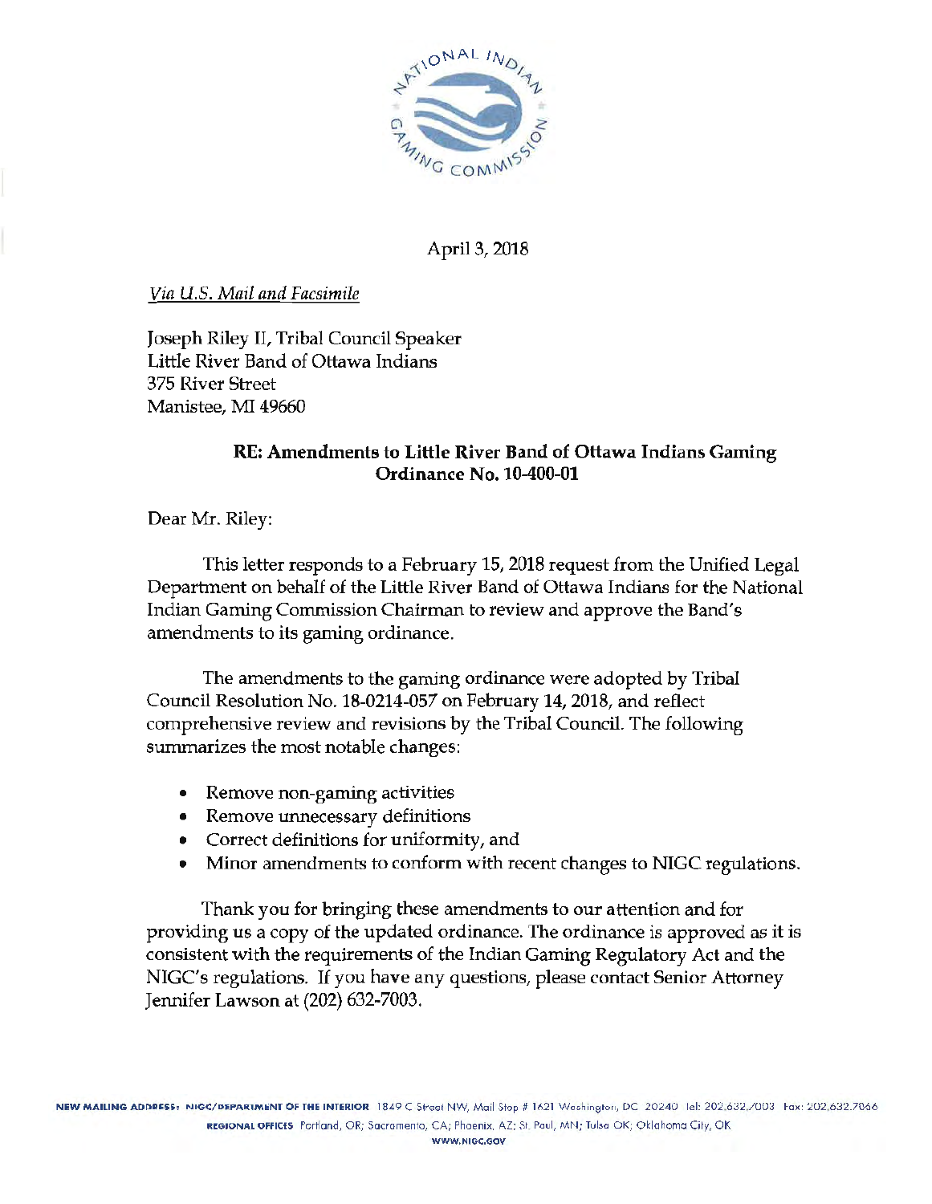April 3, 2018

*Via U.S. Mail and Facsimile*

Joseph Riley II, Tribal Council Speaker
Little River Band of Ottawa Indians
375 River Street
Manistee, MI 49660

**RE: Amendments to Little River Band of Ottawa Indians Gaming Ordinance No. 10-400-01**

Dear Mr. Riley:

This letter responds to a February 15, 2018 request from the Unified Legal Department on behalf of the Little River Band of Ottawa Indians for the National Indian Gaming Commission Chairman to review and approve the Band's amendments to its gaming ordinance.

The amendments to the gaming ordinance were adopted by Tribal Council Resolution No. 18-0214-057 on February 14, 2018, and reflect comprehensive review and revisions by the Tribal Council. The following summarizes the most notable changes:

- Remove non-gaming activities
- Remove unnecessary definitions
- Correct definitions for uniformity, and
- Minor amendments to conform with recent changes to NIGC regulations.

Thank you for bringing these amendments to our attention and for providing us a copy of the updated ordinance. The ordinance is approved as it is consistent with the requirements of the Indian Gaming Regulatory Act and the NIGC's regulations. If you have any questions, please contact Senior Attorney Jennifer Lawson at (202) 632-7003.

NEW MAILING ADDRESS: NIGC/DEPARTMENT OF THE INTERIOR 1849 C Street NW, Mail Stop # 1621 Washington, DC 20240 Tel: 202.632.7003 Fax: 202.632.7066
REGIONAL OFFICES Portland, OR; Sacramento, CA; Phoenix, AZ; St. Paul, MN; Tulsa OK; Oklahoma City, OK
WWW.NIGC.GOV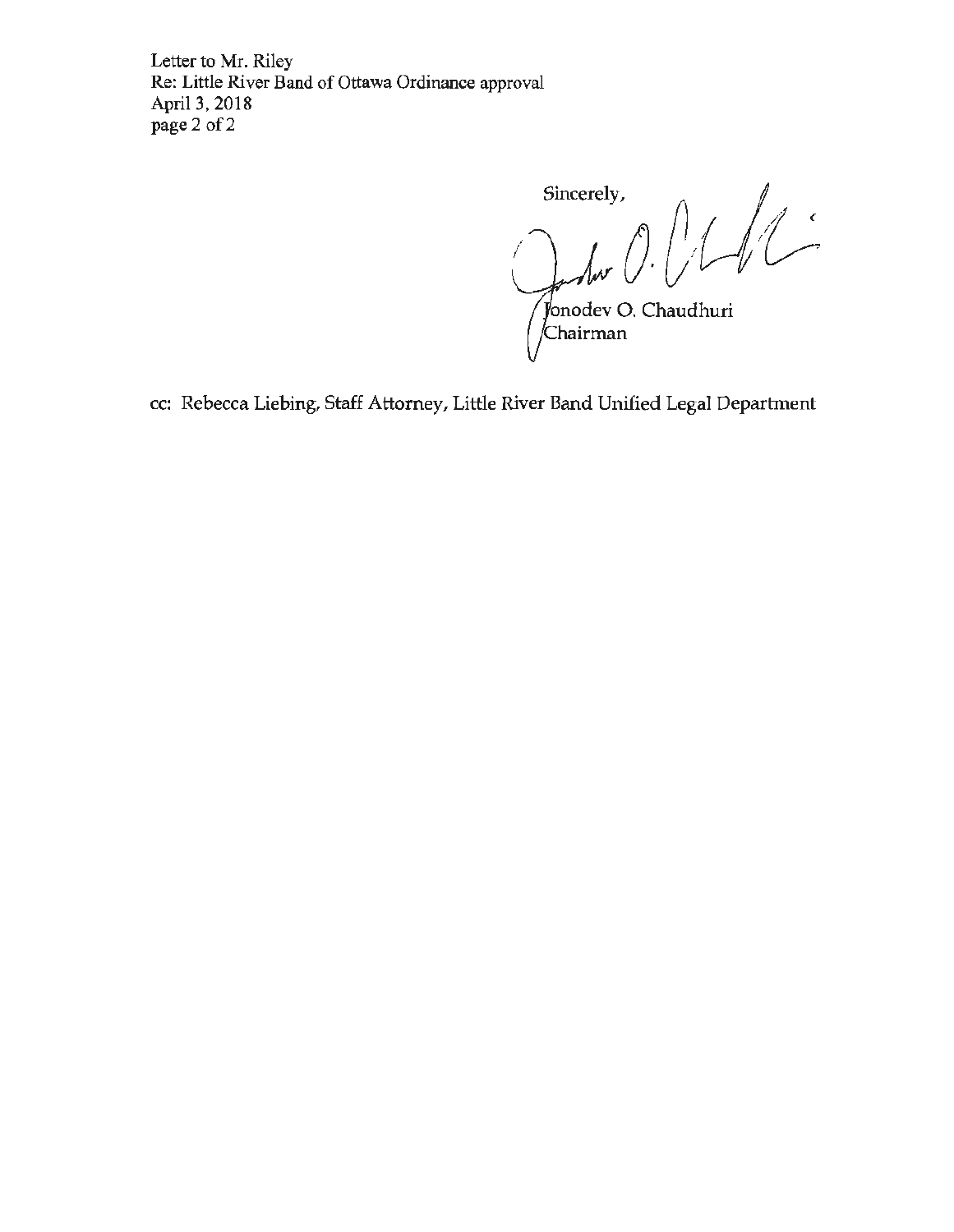Sincerely,

Jonodev O. Chaudhuri
Chairman

cc: Rebecca Liebing, Staff Attorney, Little River Band Unified Legal Department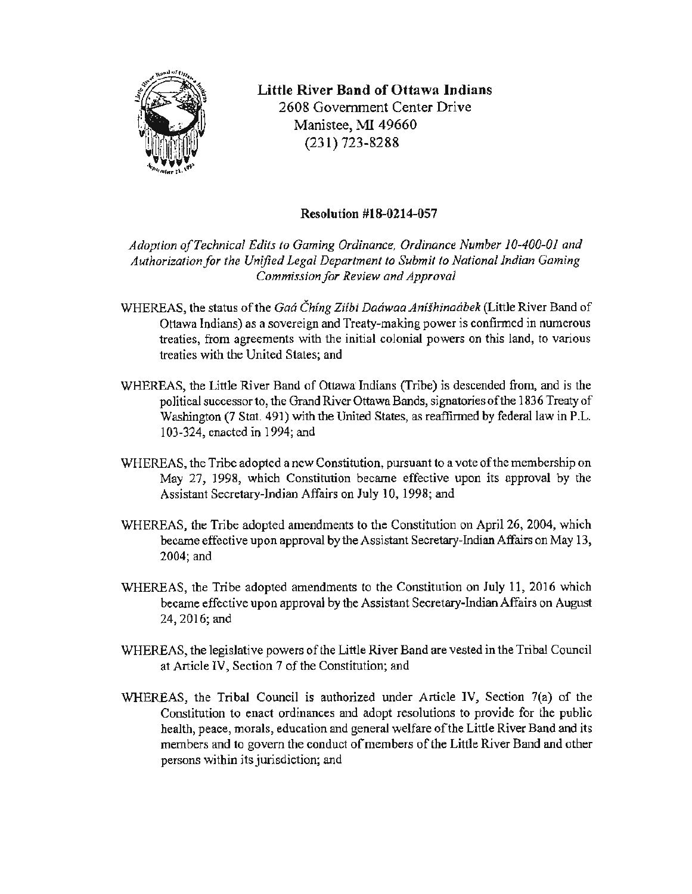**Little River Band of Ottawa Indians**
2608 Government Center Drive
Manistee, MI 49660
(231) 723-8288

**Resolution #18-0214-057**

*Adoption of Technical Edits to Gaming Ordinance, Ordinance Number 10-400-01 and Authorization for the Unified Legal Department to Submit to National Indian Gaming Commission for Review and Approval*

WHEREAS, the status of the *Gaá Čhíng Ziíbi Daáwaa Anišhinaábek* (Little River Band of Ottawa Indians) as a sovereign and Treaty-making power is confirmed in numerous treaties, from agreements with the initial colonial powers on this land, to various treaties with the United States; and

WHEREAS, the Little River Band of Ottawa Indians (Tribe) is descended from, and is the political successor to, the Grand River Ottawa Bands, signatories of the 1836 Treaty of Washington (7 Stat. 491) with the United States, as reaffirmed by federal law in P.L. 103-324, enacted in 1994; and

WHEREAS, the Tribe adopted a new Constitution, pursuant to a vote of the membership on May 27, 1998, which Constitution became effective upon its approval by the Assistant Secretary-Indian Affairs on July 10, 1998; and

WHEREAS, the Tribe adopted amendments to the Constitution on April 26, 2004, which became effective upon approval by the Assistant Secretary-Indian Affairs on May 13, 2004; and

WHEREAS, the Tribe adopted amendments to the Constitution on July 11, 2016 which became effective upon approval by the Assistant Secretary-Indian Affairs on August 24, 2016; and

WHEREAS, the legislative powers of the Little River Band are vested in the Tribal Council at Article IV, Section 7 of the Constitution; and

WHEREAS, the Tribal Council is authorized under Article IV, Section 7(a) of the Constitution to enact ordinances and adopt resolutions to provide for the public health, peace, morals, education and general welfare of the Little River Band and its members and to govern the conduct of members of the Little River Band and other persons within its jurisdiction; and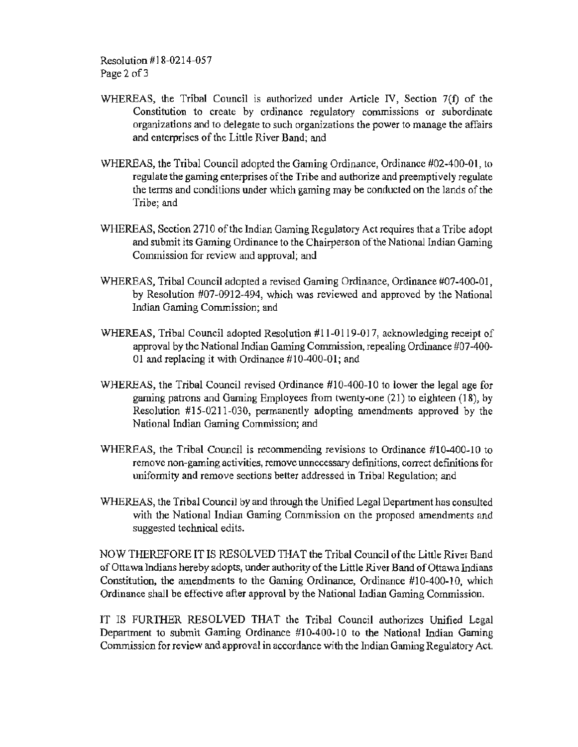WHEREAS, the Tribal Council is authorized under Article IV, Section 7(f) of the Constitution to create by ordinance regulatory commissions or subordinate organizations and to delegate to such organizations the power to manage the affairs and enterprises of the Little River Band; and

WHEREAS, the Tribal Council adopted the Gaming Ordinance, Ordinance #02-400-01, to regulate the gaming enterprises of the Tribe and authorize and preemptively regulate the terms and conditions under which gaming may be conducted on the lands of the Tribe; and

WHEREAS, Section 2710 of the Indian Gaming Regulatory Act requires that a Tribe adopt and submit its Gaming Ordinance to the Chairperson of the National Indian Gaming Commission for review and approval; and

WHEREAS, Tribal Council adopted a revised Gaming Ordinance, Ordinance #07-400-01, by Resolution #07-0912-494, which was reviewed and approved by the National Indian Gaming Commission; and

WHEREAS, Tribal Council adopted Resolution #11-0119-017, acknowledging receipt of approval by the National Indian Gaming Commission, repealing Ordinance #07-400-01 and replacing it with Ordinance #10-400-01; and

WHEREAS, the Tribal Council revised Ordinance #10-400-10 to lower the legal age for gaming patrons and Gaming Employees from twenty-one (21) to eighteen (18), by Resolution #15-0211-030, permanently adopting amendments approved by the National Indian Gaming Commission; and

WHEREAS, the Tribal Council is recommending revisions to Ordinance #10-400-10 to remove non-gaming activities, remove unnecessary definitions, correct definitions for uniformity and remove sections better addressed in Tribal Regulation; and

WHEREAS, the Tribal Council by and through the Unified Legal Department has consulted with the National Indian Gaming Commission on the proposed amendments and suggested technical edits.

NOW THEREFORE IT IS RESOLVED THAT the Tribal Council of the Little River Band of Ottawa Indians hereby adopts, under authority of the Little River Band of Ottawa Indians Constitution, the amendments to the Gaming Ordinance, Ordinance #10-400-10, which Ordinance shall be effective after approval by the National Indian Gaming Commission.

IT IS FURTHER RESOLVED THAT the Tribal Council authorizes Unified Legal Department to submit Gaming Ordinance #10-400-10 to the National Indian Gaming Commission for review and approval in accordance with the Indian Gaming Regulatory Act.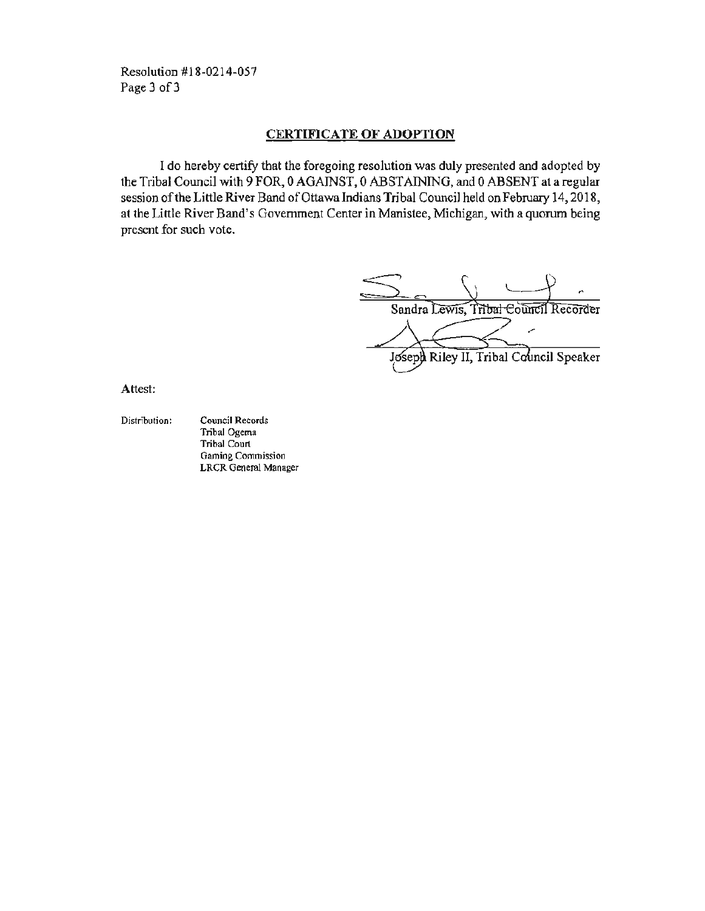## CERTIFICATE OF ADOPTION

I do hereby certify that the foregoing resolution was duly presented and adopted by the Tribal Council with 9 FOR, 0 AGAINST, 0 ABSTAINING, and 0 ABSENT at a regular session of the Little River Band of Ottawa Indians Tribal Council held on February 14, 2018, at the Little River Band's Government Center in Manistee, Michigan, with a quorum being present for such vote.

Sandra Lewis, Tribal Council Recorder

Joseph Riley II, Tribal Council Speaker

Attest:

Distribution:
- Council Records
- Tribal Ogema
- Tribal Court
- Gaming Commission
- LRCR General Manager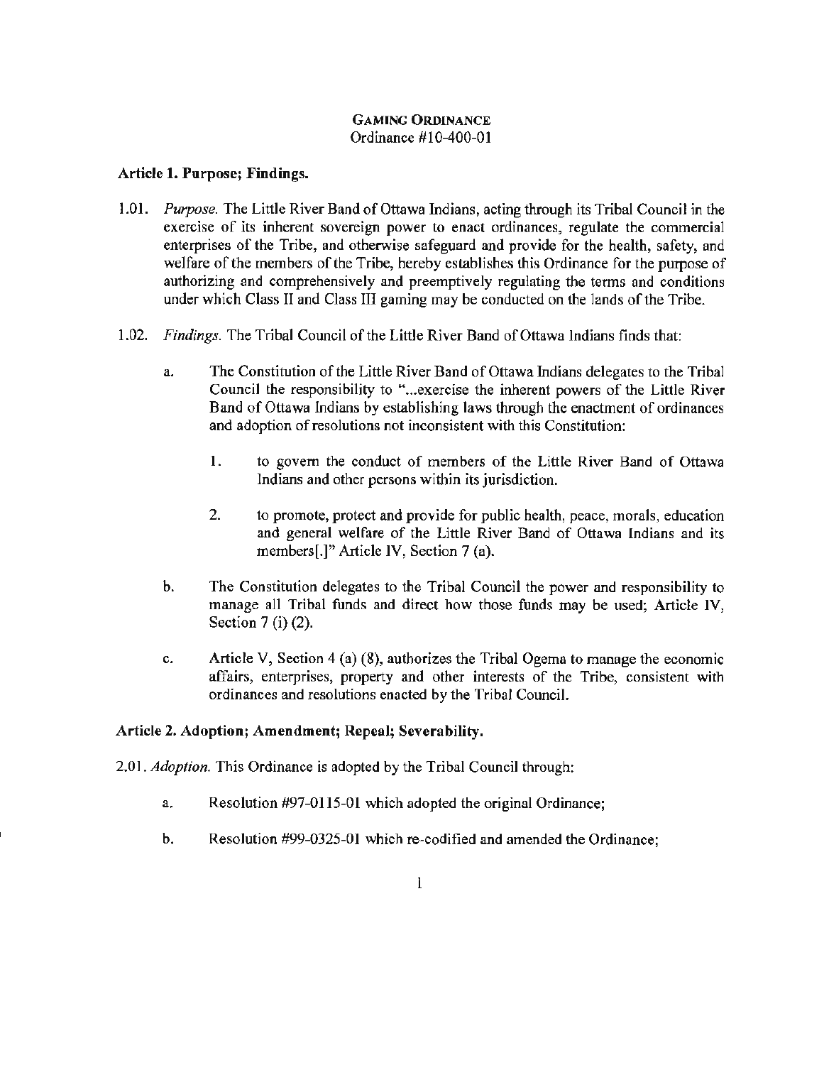**GAMING ORDINANCE**
Ordinance #10-400-01

**Article 1. Purpose; Findings.**

1.01. *Purpose.* The Little River Band of Ottawa Indians, acting through its Tribal Council in the exercise of its inherent sovereign power to enact ordinances, regulate the commercial enterprises of the Tribe, and otherwise safeguard and provide for the health, safety, and welfare of the members of the Tribe, hereby establishes this Ordinance for the purpose of authorizing and comprehensively and preemptively regulating the terms and conditions under which Class II and Class III gaming may be conducted on the lands of the Tribe.

1.02. *Findings.* The Tribal Council of the Little River Band of Ottawa Indians finds that:

a. The Constitution of the Little River Band of Ottawa Indians delegates to the Tribal Council the responsibility to "...exercise the inherent powers of the Little River Band of Ottawa Indians by establishing laws through the enactment of ordinances and adoption of resolutions not inconsistent with this Constitution:

1. to govern the conduct of members of the Little River Band of Ottawa Indians and other persons within its jurisdiction.

2. to promote, protect and provide for public health, peace, morals, education and general welfare of the Little River Band of Ottawa Indians and its members[.]" Article IV, Section 7 (a).

b. The Constitution delegates to the Tribal Council the power and responsibility to manage all Tribal funds and direct how those funds may be used; Article IV, Section 7 (i) (2).

c. Article V, Section 4 (a) (8), authorizes the Tribal Ogema to manage the economic affairs, enterprises, property and other interests of the Tribe, consistent with ordinances and resolutions enacted by the Tribal Council.

**Article 2. Adoption; Amendment; Repeal; Severability.**

2.01. *Adoption.* This Ordinance is adopted by the Tribal Council through:

a. Resolution #97-0115-01 which adopted the original Ordinance;

b. Resolution #99-0325-01 which re-codified and amended the Ordinance;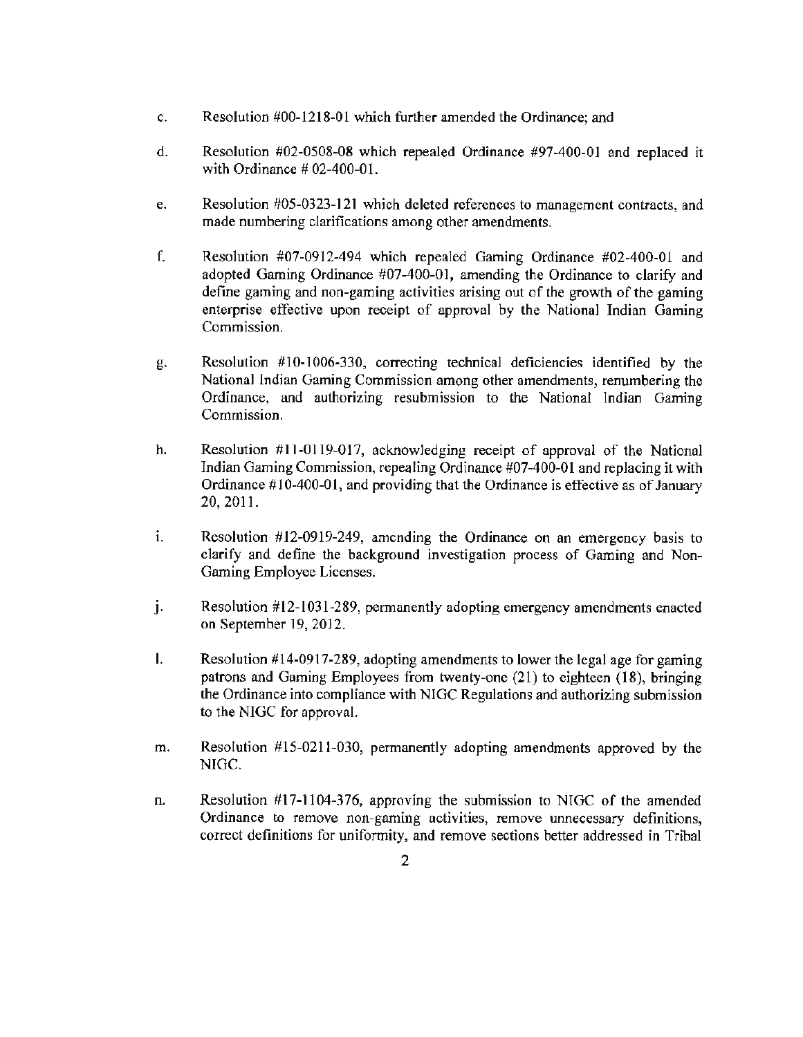c. Resolution #00-1218-01 which further amended the Ordinance; and

d. Resolution #02-0508-08 which repealed Ordinance #97-400-01 and replaced it with Ordinance # 02-400-01.

e. Resolution #05-0323-121 which deleted references to management contracts, and made numbering clarifications among other amendments.

f. Resolution #07-0912-494 which repealed Gaming Ordinance #02-400-01 and adopted Gaming Ordinance #07-400-01, amending the Ordinance to clarify and define gaming and non-gaming activities arising out of the growth of the gaming enterprise effective upon receipt of approval by the National Indian Gaming Commission.

g. Resolution #10-1006-330, correcting technical deficiencies identified by the National Indian Gaming Commission among other amendments, renumbering the Ordinance, and authorizing resubmission to the National Indian Gaming Commission.

h. Resolution #11-0119-017, acknowledging receipt of approval of the National Indian Gaming Commission, repealing Ordinance #07-400-01 and replacing it with Ordinance #10-400-01, and providing that the Ordinance is effective as of January 20, 2011.

i. Resolution #12-0919-249, amending the Ordinance on an emergency basis to clarify and define the background investigation process of Gaming and Non-Gaming Employee Licenses.

j. Resolution #12-1031-289, permanently adopting emergency amendments enacted on September 19, 2012.

l. Resolution #14-0917-289, adopting amendments to lower the legal age for gaming patrons and Gaming Employees from twenty-one (21) to eighteen (18), bringing the Ordinance into compliance with NIGC Regulations and authorizing submission to the NIGC for approval.

m. Resolution #15-0211-030, permanently adopting amendments approved by the NIGC.

n. Resolution #17-1104-376, approving the submission to NIGC of the amended Ordinance to remove non-gaming activities, remove unnecessary definitions, correct definitions for uniformity, and remove sections better addressed in Tribal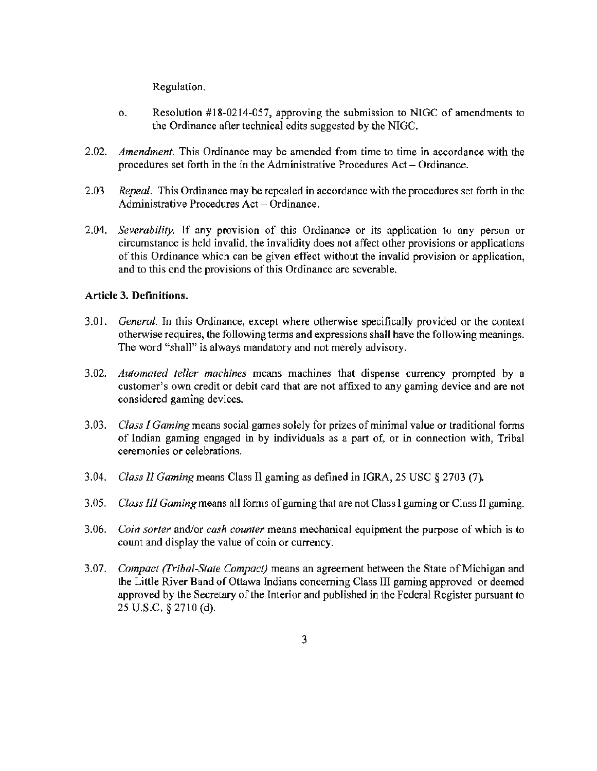Regulation.

o. Resolution #18-0214-057, approving the submission to NIGC of amendments to the Ordinance after technical edits suggested by the NIGC.

2.02. *Amendment.* This Ordinance may be amended from time to time in accordance with the procedures set forth in the in the Administrative Procedures Act – Ordinance.

2.03 *Repeal.* This Ordinance may be repealed in accordance with the procedures set forth in the Administrative Procedures Act – Ordinance.

2.04. *Severability.* If any provision of this Ordinance or its application to any person or circumstance is held invalid, the invalidity does not affect other provisions or applications of this Ordinance which can be given effect without the invalid provision or application, and to this end the provisions of this Ordinance are severable.

**Article 3. Definitions.**

3.01. *General.* In this Ordinance, except where otherwise specifically provided or the context otherwise requires, the following terms and expressions shall have the following meanings. The word "shall" is always mandatory and not merely advisory.

3.02. *Automated teller machines* means machines that dispense currency prompted by a customer's own credit or debit card that are not affixed to any gaming device and are not considered gaming devices.

3.03. *Class I Gaming* means social games solely for prizes of minimal value or traditional forms of Indian gaming engaged in by individuals as a part of, or in connection with, Tribal ceremonies or celebrations.

3.04. *Class II Gaming* means Class II gaming as defined in IGRA, 25 USC § 2703 (7).

3.05. *Class III Gaming* means all forms of gaming that are not Class I gaming or Class II gaming.

3.06. *Coin sorter* and/or *cash counter* means mechanical equipment the purpose of which is to count and display the value of coin or currency.

3.07. *Compact (Tribal-State Compact)* means an agreement between the State of Michigan and the Little River Band of Ottawa Indians concerning Class III gaming approved or deemed approved by the Secretary of the Interior and published in the Federal Register pursuant to 25 U.S.C. § 2710 (d).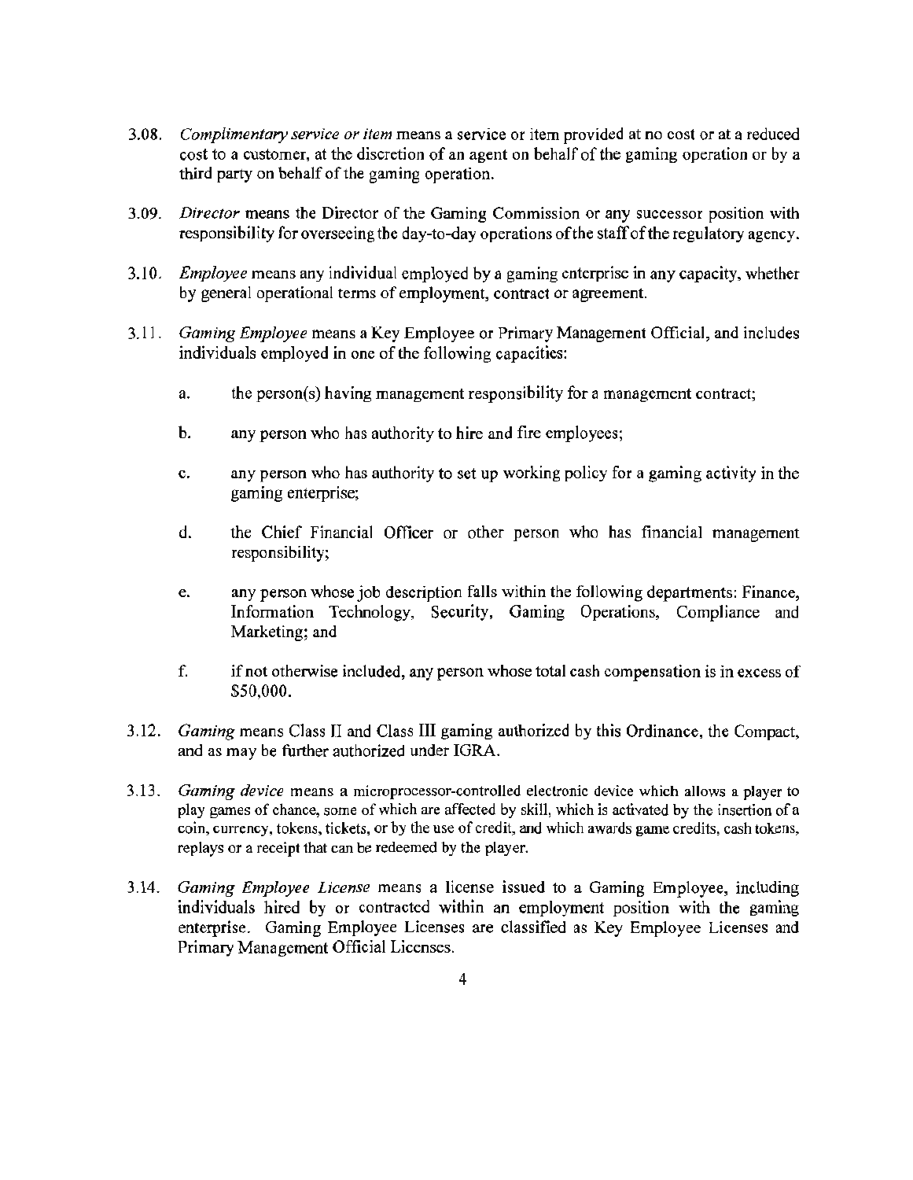3.08. *Complimentary service or item* means a service or item provided at no cost or at a reduced cost to a customer, at the discretion of an agent on behalf of the gaming operation or by a third party on behalf of the gaming operation.

3.09. *Director* means the Director of the Gaming Commission or any successor position with responsibility for overseeing the day-to-day operations of the staff of the regulatory agency.

3.10. *Employee* means any individual employed by a gaming enterprise in any capacity, whether by general operational terms of employment, contract or agreement.

3.11. *Gaming Employee* means a Key Employee or Primary Management Official, and includes individuals employed in one of the following capacities:

a. the person(s) having management responsibility for a management contract;

b. any person who has authority to hire and fire employees;

c. any person who has authority to set up working policy for a gaming activity in the gaming enterprise;

d. the Chief Financial Officer or other person who has financial management responsibility;

e. any person whose job description falls within the following departments: Finance, Information Technology, Security, Gaming Operations, Compliance and Marketing; and

f. if not otherwise included, any person whose total cash compensation is in excess of $50,000.

3.12. *Gaming* means Class II and Class III gaming authorized by this Ordinance, the Compact, and as may be further authorized under IGRA.

3.13. *Gaming device* means a microprocessor-controlled electronic device which allows a player to play games of chance, some of which are affected by skill, which is activated by the insertion of a coin, currency, tokens, tickets, or by the use of credit, and which awards game credits, cash tokens, replays or a receipt that can be redeemed by the player.

3.14. *Gaming Employee License* means a license issued to a Gaming Employee, including individuals hired by or contracted within an employment position with the gaming enterprise. Gaming Employee Licenses are classified as Key Employee Licenses and Primary Management Official Licenses.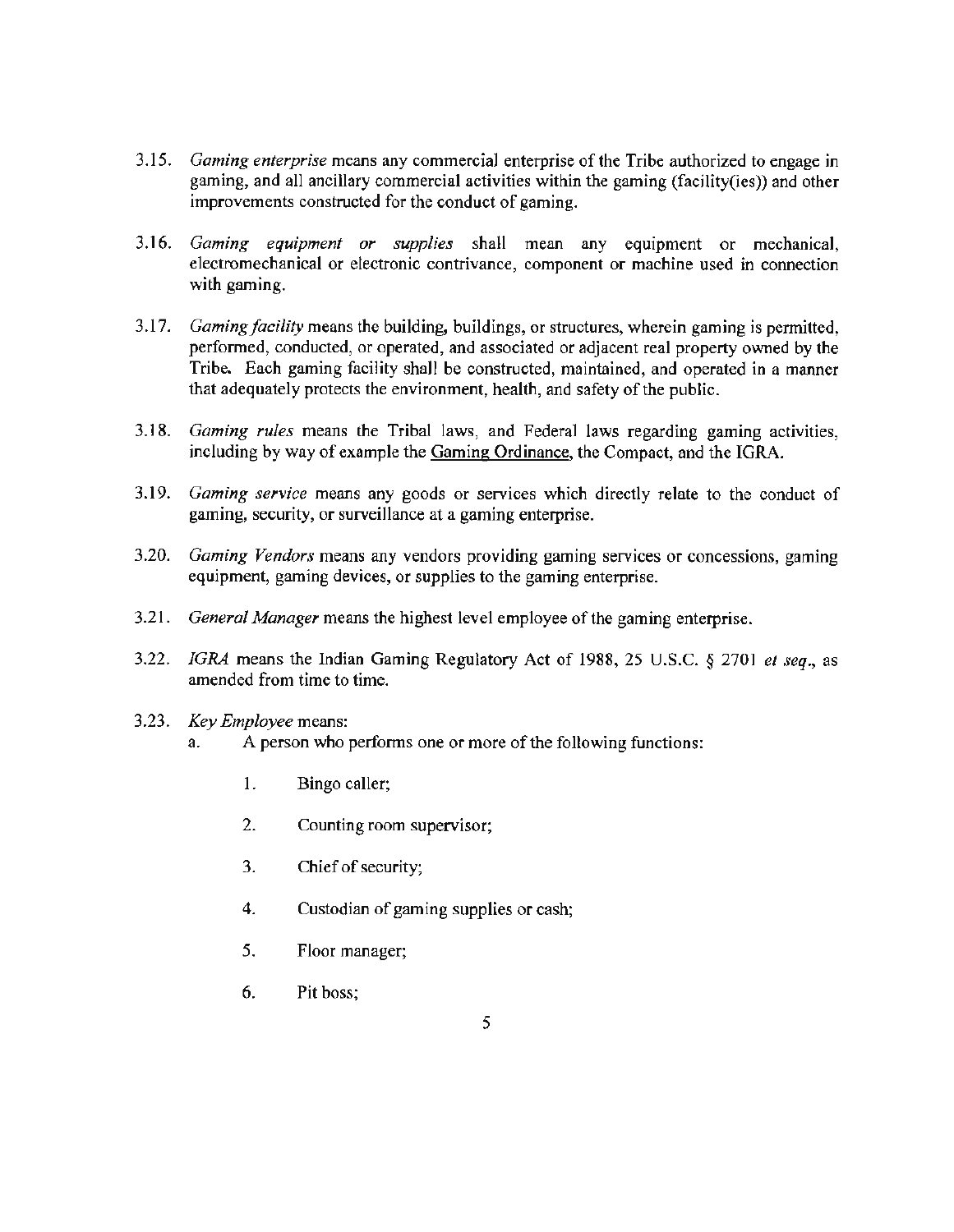3.15. *Gaming enterprise* means any commercial enterprise of the Tribe authorized to engage in gaming, and all ancillary commercial activities within the gaming (facility(ies)) and other improvements constructed for the conduct of gaming.

3.16. *Gaming equipment or supplies* shall mean any equipment or mechanical, electromechanical or electronic contrivance, component or machine used in connection with gaming.

3.17. *Gaming facility* means the building, buildings, or structures, wherein gaming is permitted, performed, conducted, or operated, and associated or adjacent real property owned by the Tribe. Each gaming facility shall be constructed, maintained, and operated in a manner that adequately protects the environment, health, and safety of the public.

3.18. *Gaming rules* means the Tribal laws, and Federal laws regarding gaming activities, including by way of example the <u>Gaming Ordinance</u>, the Compact, and the IGRA.

3.19. *Gaming service* means any goods or services which directly relate to the conduct of gaming, security, or surveillance at a gaming enterprise.

3.20. *Gaming Vendors* means any vendors providing gaming services or concessions, gaming equipment, gaming devices, or supplies to the gaming enterprise.

3.21. *General Manager* means the highest level employee of the gaming enterprise.

3.22. *IGRA* means the Indian Gaming Regulatory Act of 1988, 25 U.S.C. § 2701 *et seq.*, as amended from time to time.

3.23. *Key Employee* means:

a. A person who performs one or more of the following functions:

1. Bingo caller;
2. Counting room supervisor;
3. Chief of security;
4. Custodian of gaming supplies or cash;
5. Floor manager;
6. Pit boss;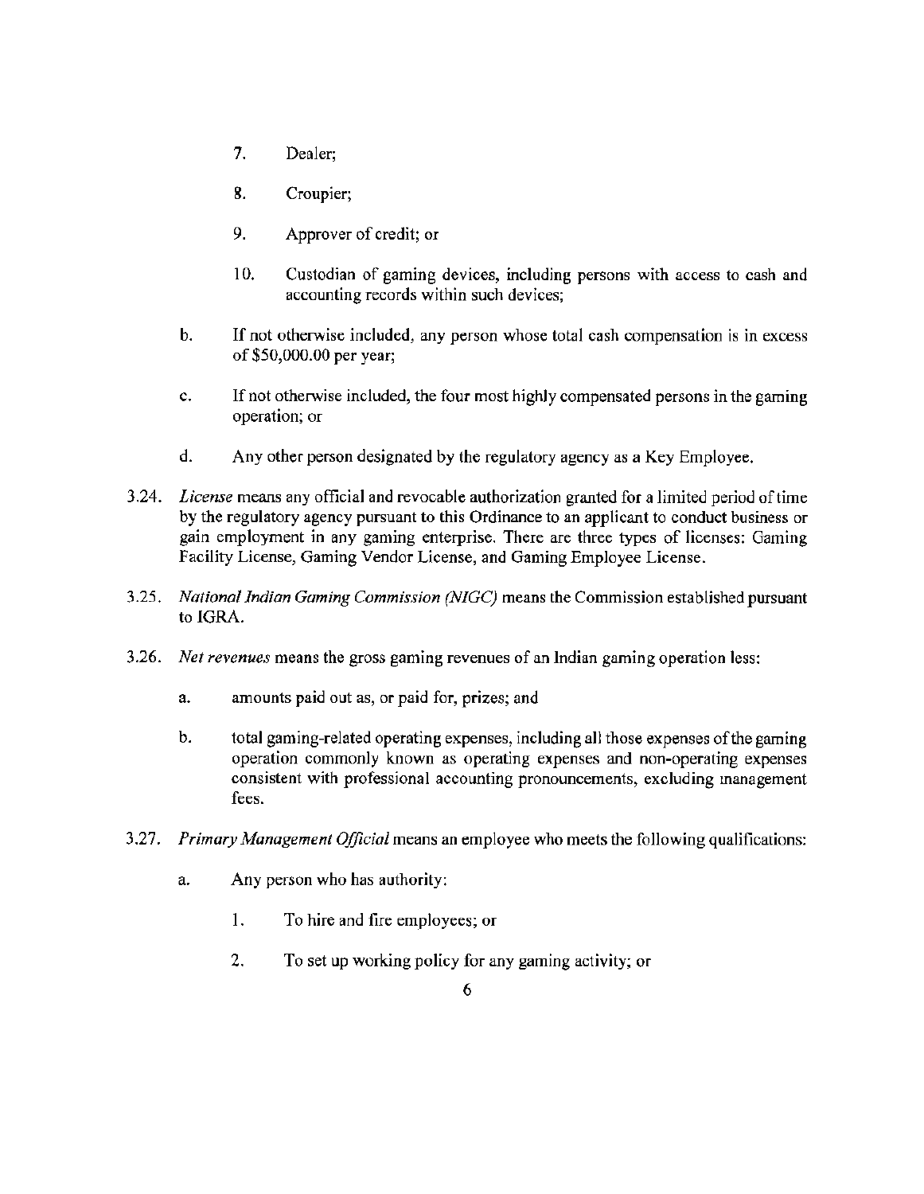7. Dealer;

8. Croupier;

9. Approver of credit; or

10. Custodian of gaming devices, including persons with access to cash and accounting records within such devices;

b. If not otherwise included, any person whose total cash compensation is in excess of $50,000.00 per year;

c. If not otherwise included, the four most highly compensated persons in the gaming operation; or

d. Any other person designated by the regulatory agency as a Key Employee.

3.24. *License* means any official and revocable authorization granted for a limited period of time by the regulatory agency pursuant to this Ordinance to an applicant to conduct business or gain employment in any gaming enterprise. There are three types of licenses: Gaming Facility License, Gaming Vendor License, and Gaming Employee License.

3.25. *National Indian Gaming Commission (NIGC)* means the Commission established pursuant to IGRA.

3.26. *Net revenues* means the gross gaming revenues of an Indian gaming operation less:

a. amounts paid out as, or paid for, prizes; and

b. total gaming-related operating expenses, including all those expenses of the gaming operation commonly known as operating expenses and non-operating expenses consistent with professional accounting pronouncements, excluding management fees.

3.27. *Primary Management Official* means an employee who meets the following qualifications:

a. Any person who has authority:

1. To hire and fire employees; or

2. To set up working policy for any gaming activity; or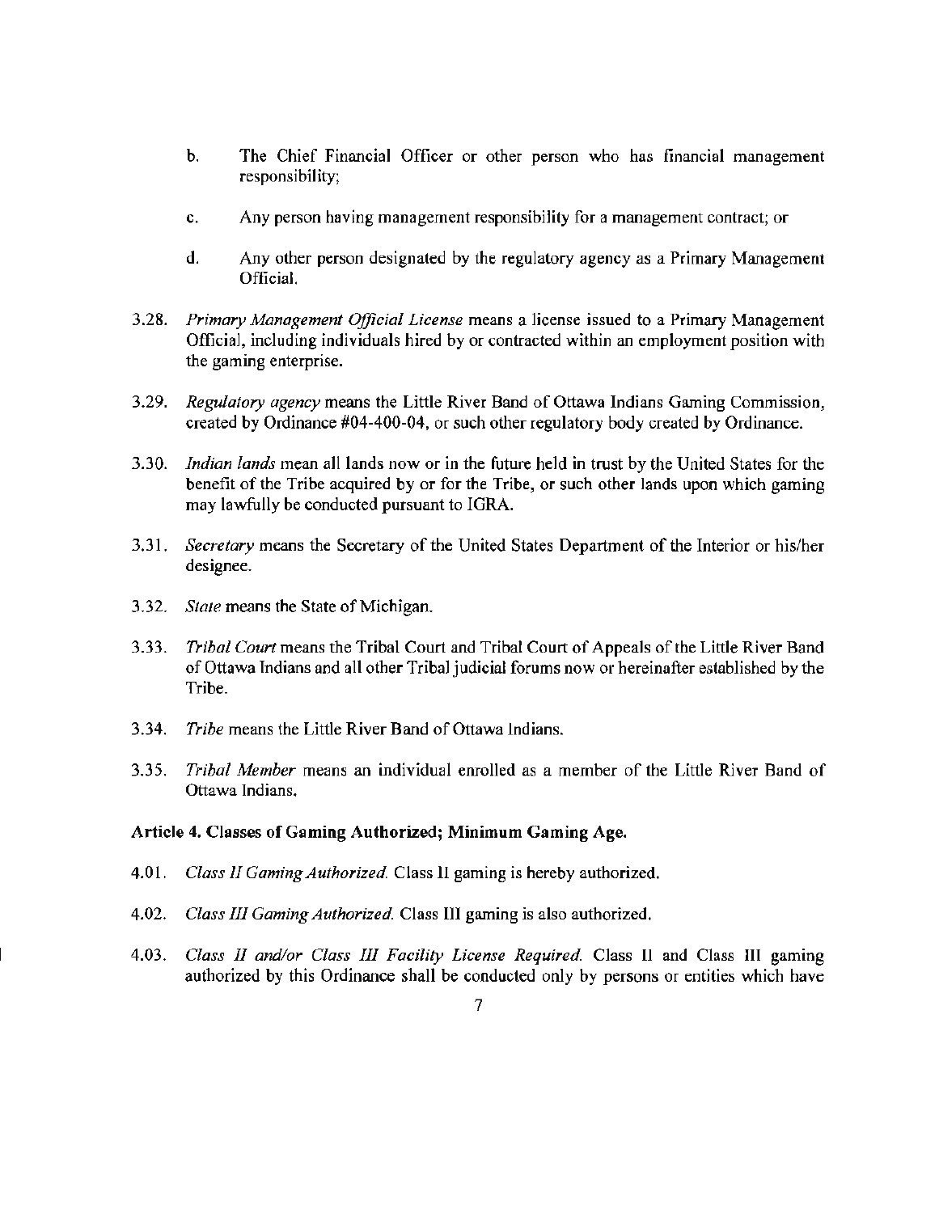b. The Chief Financial Officer or other person who has financial management responsibility;

c. Any person having management responsibility for a management contract; or

d. Any other person designated by the regulatory agency as a Primary Management Official.

3.28. *Primary Management Official License* means a license issued to a Primary Management Official, including individuals hired by or contracted within an employment position with the gaming enterprise.

3.29. *Regulatory agency* means the Little River Band of Ottawa Indians Gaming Commission, created by Ordinance #04-400-04, or such other regulatory body created by Ordinance.

3.30. *Indian lands* mean all lands now or in the future held in trust by the United States for the benefit of the Tribe acquired by or for the Tribe, or such other lands upon which gaming may lawfully be conducted pursuant to IGRA.

3.31. *Secretary* means the Secretary of the United States Department of the Interior or his/her designee.

3.32. *State* means the State of Michigan.

3.33. *Tribal Court* means the Tribal Court and Tribal Court of Appeals of the Little River Band of Ottawa Indians and all other Tribal judicial forums now or hereinafter established by the Tribe.

3.34. *Tribe* means the Little River Band of Ottawa Indians.

3.35. *Tribal Member* means an individual enrolled as a member of the Little River Band of Ottawa Indians.

**Article 4. Classes of Gaming Authorized; Minimum Gaming Age.**

4.01. *Class II Gaming Authorized.* Class II gaming is hereby authorized.

4.02. *Class III Gaming Authorized.* Class III gaming is also authorized.

4.03. *Class II and/or Class III Facility License Required.* Class II and Class III gaming authorized by this Ordinance shall be conducted only by persons or entities which have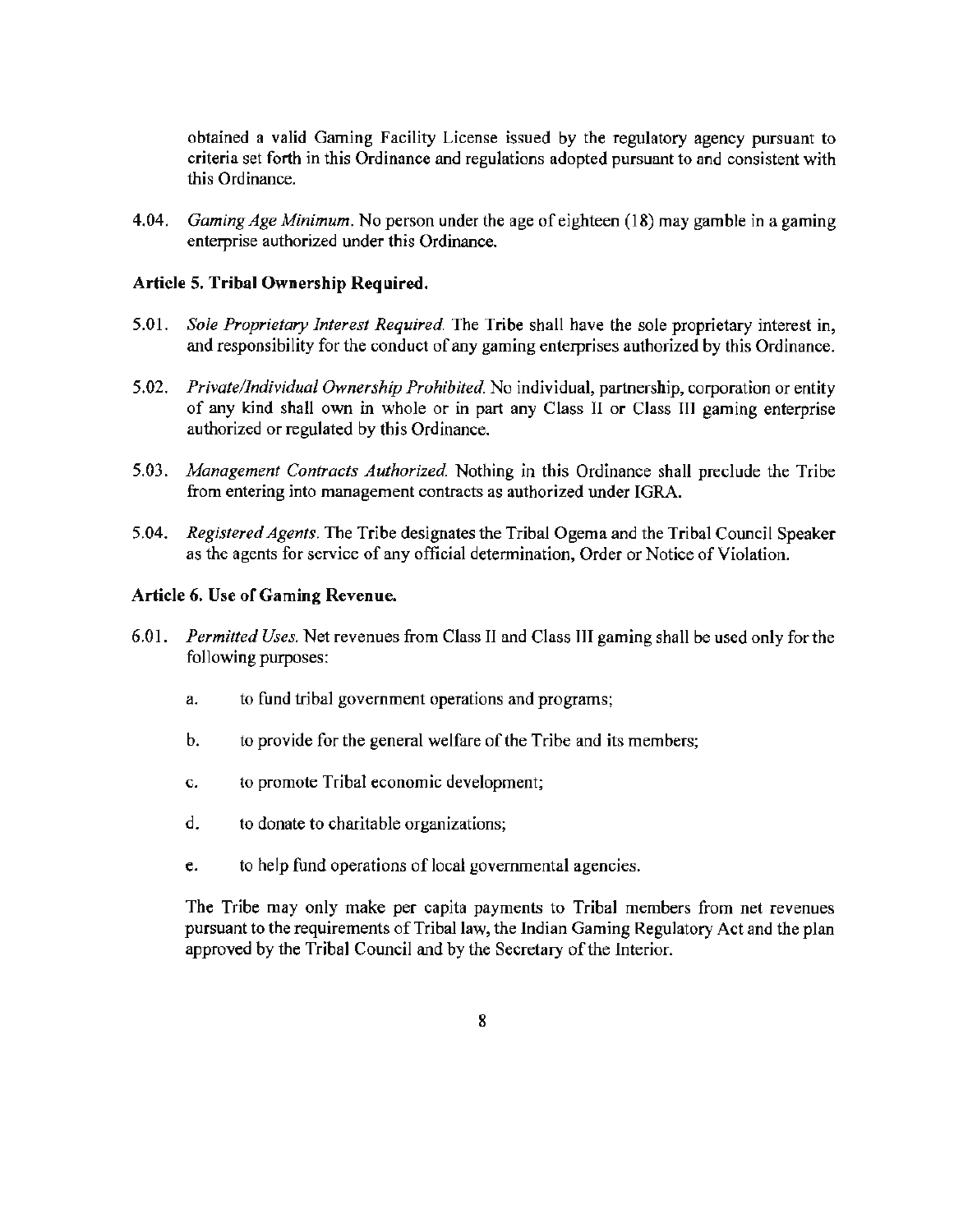obtained a valid Gaming Facility License issued by the regulatory agency pursuant to criteria set forth in this Ordinance and regulations adopted pursuant to and consistent with this Ordinance.

4.04. *Gaming Age Minimum.* No person under the age of eighteen (18) may gamble in a gaming enterprise authorized under this Ordinance.

**Article 5. Tribal Ownership Required.**

5.01. *Sole Proprietary Interest Required.* The Tribe shall have the sole proprietary interest in, and responsibility for the conduct of any gaming enterprises authorized by this Ordinance.

5.02. *Private/Individual Ownership Prohibited.* No individual, partnership, corporation or entity of any kind shall own in whole or in part any Class II or Class III gaming enterprise authorized or regulated by this Ordinance.

5.03. *Management Contracts Authorized.* Nothing in this Ordinance shall preclude the Tribe from entering into management contracts as authorized under IGRA.

5.04. *Registered Agents.* The Tribe designates the Tribal Ogema and the Tribal Council Speaker as the agents for service of any official determination, Order or Notice of Violation.

**Article 6. Use of Gaming Revenue.**

6.01. *Permitted Uses.* Net revenues from Class II and Class III gaming shall be used only for the following purposes:

a. to fund tribal government operations and programs;

b. to provide for the general welfare of the Tribe and its members;

c. to promote Tribal economic development;

d. to donate to charitable organizations;

e. to help fund operations of local governmental agencies.

The Tribe may only make per capita payments to Tribal members from net revenues pursuant to the requirements of Tribal law, the Indian Gaming Regulatory Act and the plan approved by the Tribal Council and by the Secretary of the Interior.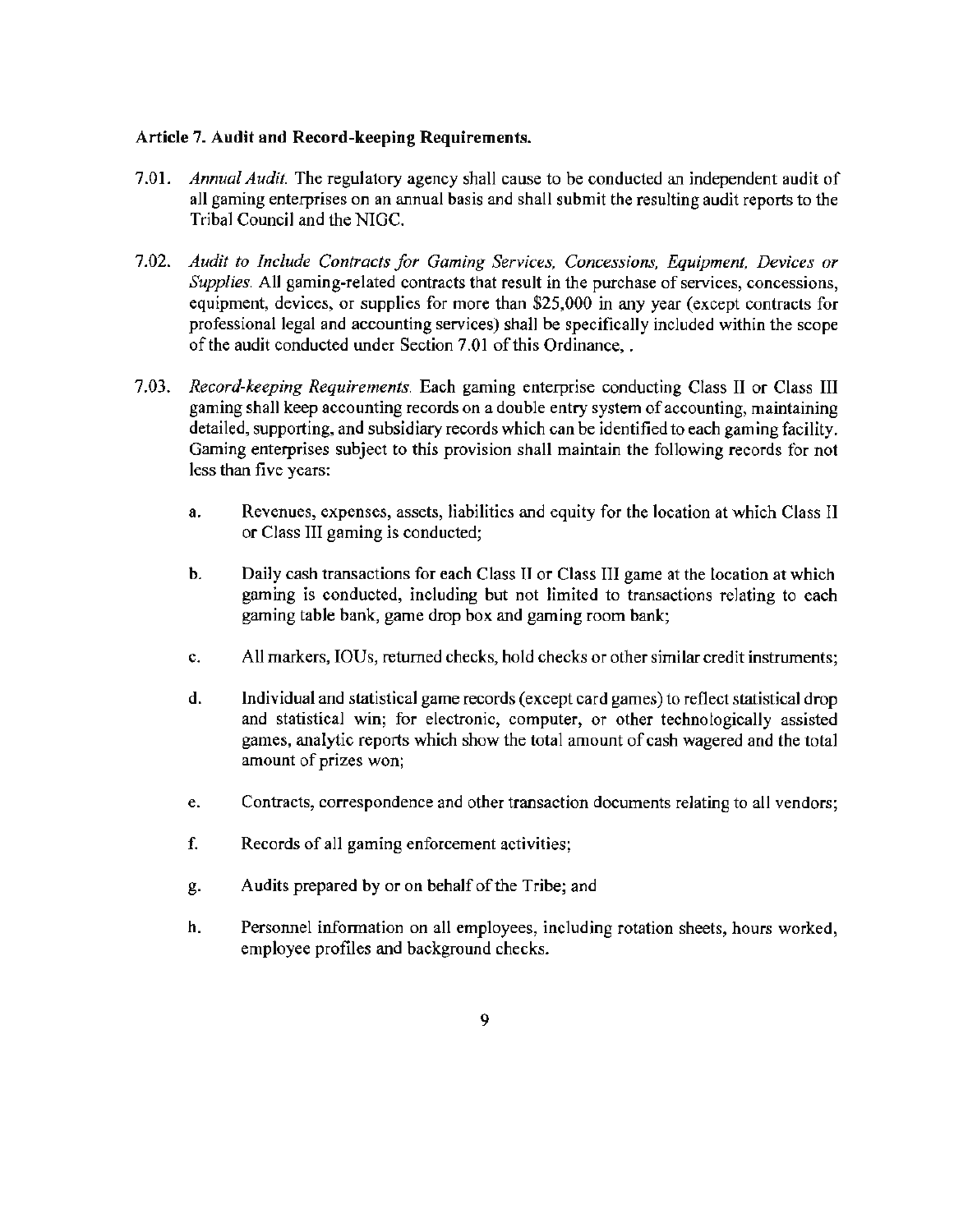## Article 7. Audit and Record-keeping Requirements.

7.01. *Annual Audit.* The regulatory agency shall cause to be conducted an independent audit of all gaming enterprises on an annual basis and shall submit the resulting audit reports to the Tribal Council and the NIGC.

7.02. *Audit to Include Contracts for Gaming Services, Concessions, Equipment, Devices or Supplies.* All gaming-related contracts that result in the purchase of services, concessions, equipment, devices, or supplies for more than $25,000 in any year (except contracts for professional legal and accounting services) shall be specifically included within the scope of the audit conducted under Section 7.01 of this Ordinance, .

7.03. *Record-keeping Requirements.* Each gaming enterprise conducting Class II or Class III gaming shall keep accounting records on a double entry system of accounting, maintaining detailed, supporting, and subsidiary records which can be identified to each gaming facility. Gaming enterprises subject to this provision shall maintain the following records for not less than five years:

a. Revenues, expenses, assets, liabilities and equity for the location at which Class II or Class III gaming is conducted;

b. Daily cash transactions for each Class II or Class III game at the location at which gaming is conducted, including but not limited to transactions relating to each gaming table bank, game drop box and gaming room bank;

c. All markers, IOUs, returned checks, hold checks or other similar credit instruments;

d. Individual and statistical game records (except card games) to reflect statistical drop and statistical win; for electronic, computer, or other technologically assisted games, analytic reports which show the total amount of cash wagered and the total amount of prizes won;

e. Contracts, correspondence and other transaction documents relating to all vendors;

f. Records of all gaming enforcement activities;

g. Audits prepared by or on behalf of the Tribe; and

h. Personnel information on all employees, including rotation sheets, hours worked, employee profiles and background checks.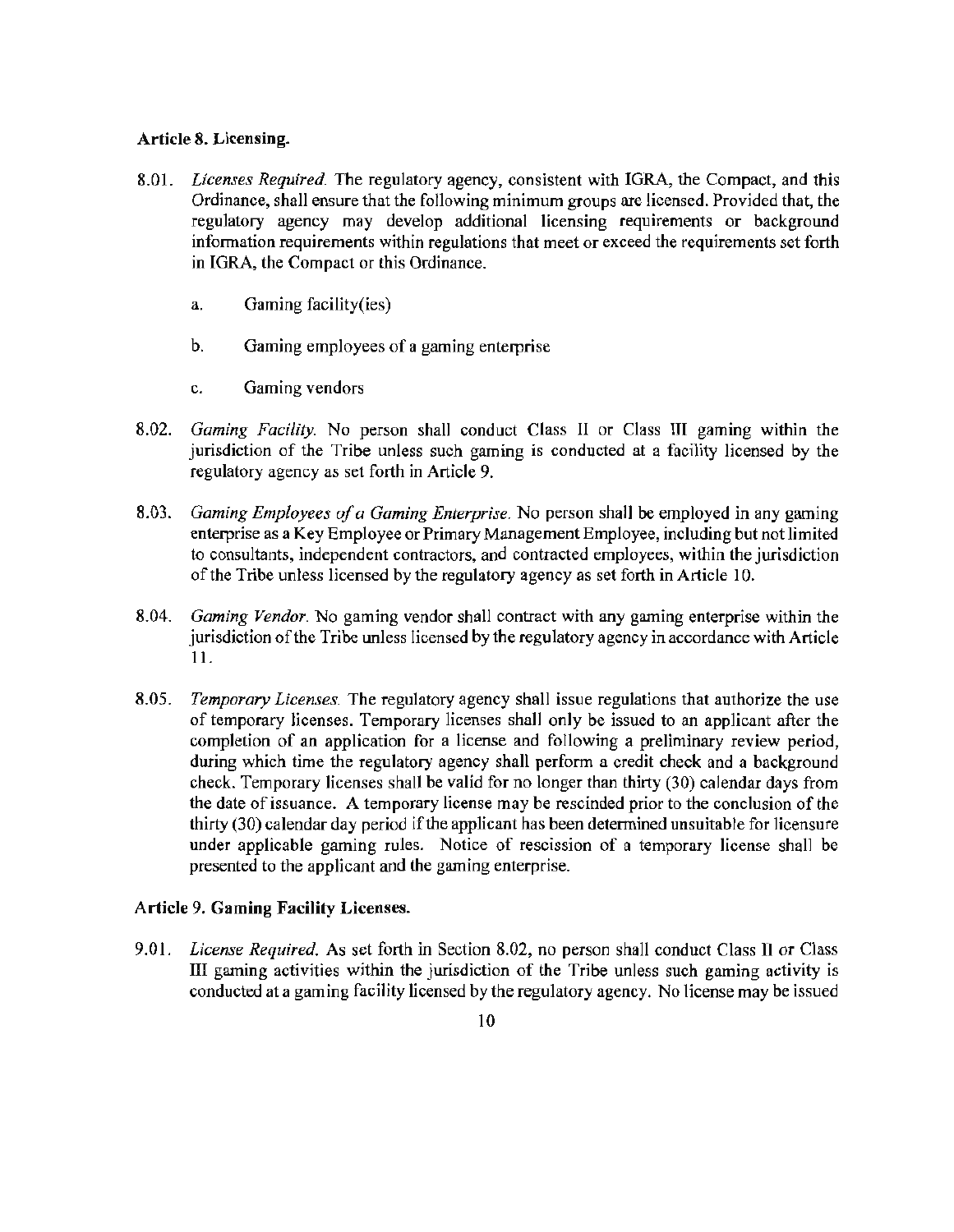### Article 8. Licensing.

8.01. *Licenses Required.* The regulatory agency, consistent with IGRA, the Compact, and this Ordinance, shall ensure that the following minimum groups are licensed. Provided that, the regulatory agency may develop additional licensing requirements or background information requirements within regulations that meet or exceed the requirements set forth in IGRA, the Compact or this Ordinance.

   a. Gaming facility(ies)

   b. Gaming employees of a gaming enterprise

   c. Gaming vendors

8.02. *Gaming Facility.* No person shall conduct Class II or Class III gaming within the jurisdiction of the Tribe unless such gaming is conducted at a facility licensed by the regulatory agency as set forth in Article 9.

8.03. *Gaming Employees of a Gaming Enterprise.* No person shall be employed in any gaming enterprise as a Key Employee or Primary Management Employee, including but not limited to consultants, independent contractors, and contracted employees, within the jurisdiction of the Tribe unless licensed by the regulatory agency as set forth in Article 10.

8.04. *Gaming Vendor.* No gaming vendor shall contract with any gaming enterprise within the jurisdiction of the Tribe unless licensed by the regulatory agency in accordance with Article 11.

8.05. *Temporary Licenses.* The regulatory agency shall issue regulations that authorize the use of temporary licenses. Temporary licenses shall only be issued to an applicant after the completion of an application for a license and following a preliminary review period, during which time the regulatory agency shall perform a credit check and a background check. Temporary licenses shall be valid for no longer than thirty (30) calendar days from the date of issuance. A temporary license may be rescinded prior to the conclusion of the thirty (30) calendar day period if the applicant has been determined unsuitable for licensure under applicable gaming rules. Notice of rescission of a temporary license shall be presented to the applicant and the gaming enterprise.

### Article 9. Gaming Facility Licenses.

9.01. *License Required.* As set forth in Section 8.02, no person shall conduct Class II or Class III gaming activities within the jurisdiction of the Tribe unless such gaming activity is conducted at a gaming facility licensed by the regulatory agency. No license may be issued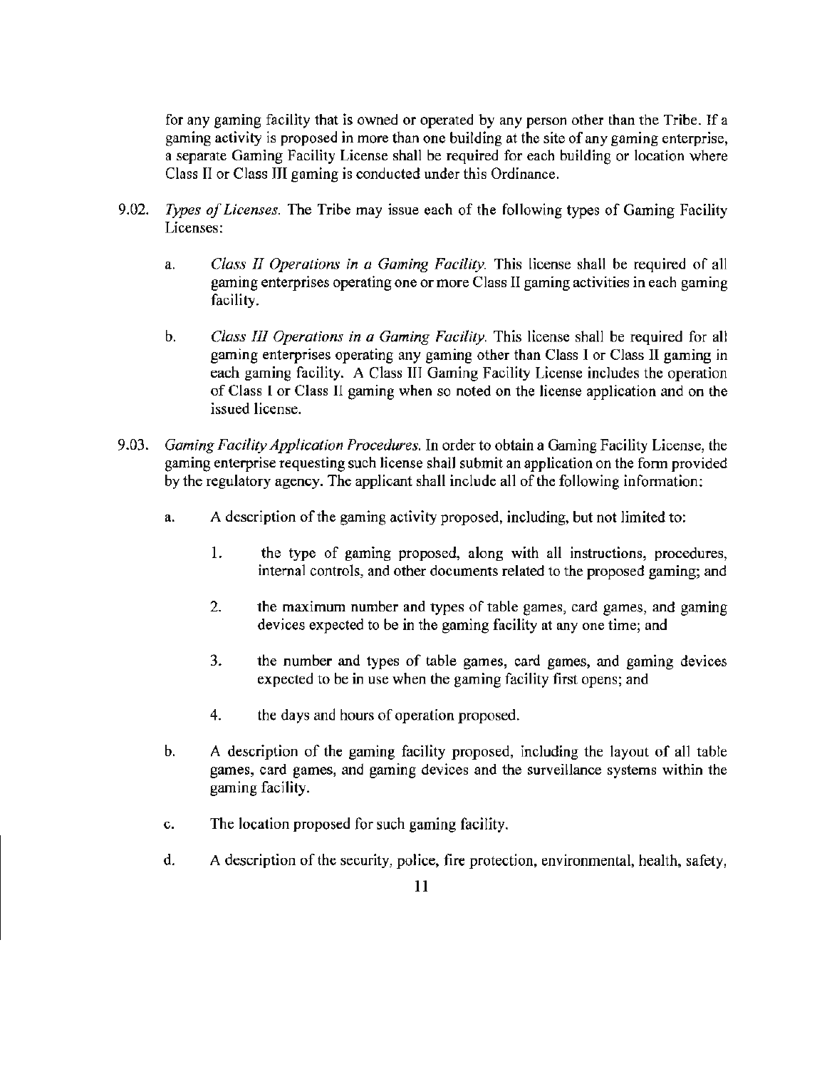for any gaming facility that is owned or operated by any person other than the Tribe. If a gaming activity is proposed in more than one building at the site of any gaming enterprise, a separate Gaming Facility License shall be required for each building or location where Class II or Class III gaming is conducted under this Ordinance.

9.02. *Types of Licenses.* The Tribe may issue each of the following types of Gaming Facility Licenses:

a. *Class II Operations in a Gaming Facility.* This license shall be required of all gaming enterprises operating one or more Class II gaming activities in each gaming facility.

b. *Class III Operations in a Gaming Facility.* This license shall be required for all gaming enterprises operating any gaming other than Class I or Class II gaming in each gaming facility. A Class III Gaming Facility License includes the operation of Class I or Class II gaming when so noted on the license application and on the issued license.

9.03. *Gaming Facility Application Procedures.* In order to obtain a Gaming Facility License, the gaming enterprise requesting such license shall submit an application on the form provided by the regulatory agency. The applicant shall include all of the following information:

a. A description of the gaming activity proposed, including, but not limited to:

1. the type of gaming proposed, along with all instructions, procedures, internal controls, and other documents related to the proposed gaming; and

2. the maximum number and types of table games, card games, and gaming devices expected to be in the gaming facility at any one time; and

3. the number and types of table games, card games, and gaming devices expected to be in use when the gaming facility first opens; and

4. the days and hours of operation proposed.

b. A description of the gaming facility proposed, including the layout of all table games, card games, and gaming devices and the surveillance systems within the gaming facility.

c. The location proposed for such gaming facility.

d. A description of the security, police, fire protection, environmental, health, safety,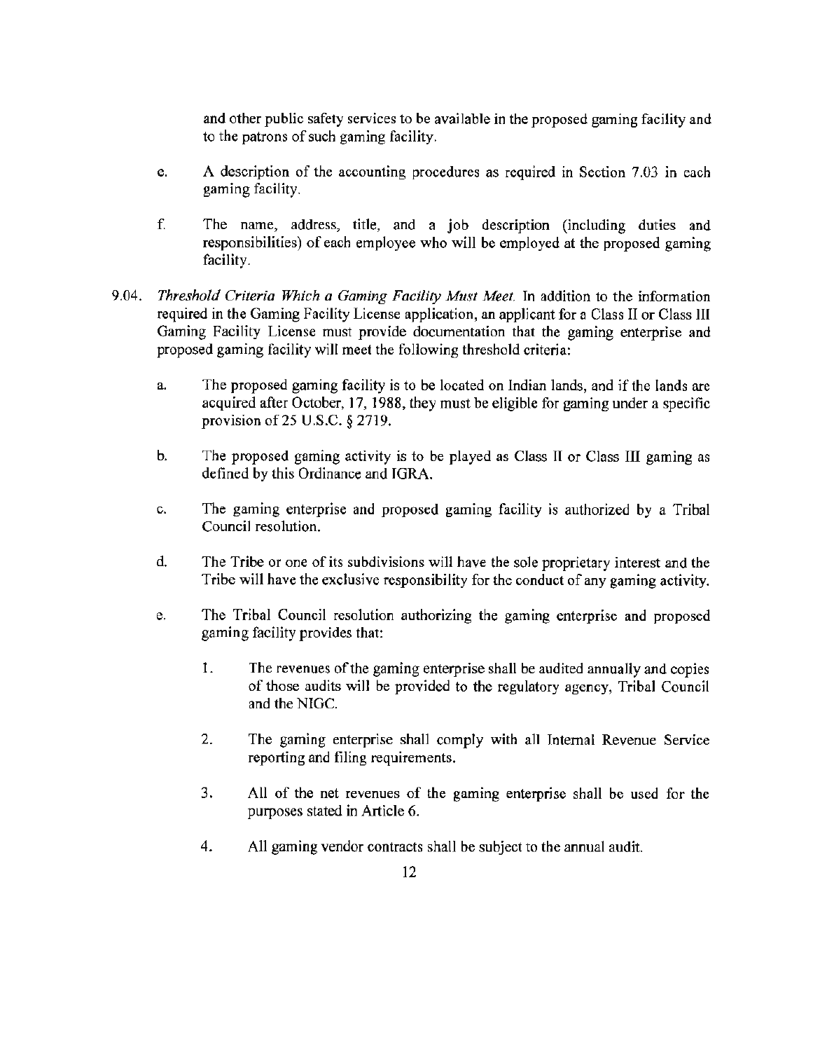and other public safety services to be available in the proposed gaming facility and to the patrons of such gaming facility.

e. A description of the accounting procedures as required in Section 7.03 in each gaming facility.

f. The name, address, title, and a job description (including duties and responsibilities) of each employee who will be employed at the proposed gaming facility.

9.04. *Threshold Criteria Which a Gaming Facility Must Meet.* In addition to the information required in the Gaming Facility License application, an applicant for a Class II or Class III Gaming Facility License must provide documentation that the gaming enterprise and proposed gaming facility will meet the following threshold criteria:

a. The proposed gaming facility is to be located on Indian lands, and if the lands are acquired after October, 17, 1988, they must be eligible for gaming under a specific provision of 25 U.S.C. § 2719.

b. The proposed gaming activity is to be played as Class II or Class III gaming as defined by this Ordinance and IGRA.

c. The gaming enterprise and proposed gaming facility is authorized by a Tribal Council resolution.

d. The Tribe or one of its subdivisions will have the sole proprietary interest and the Tribe will have the exclusive responsibility for the conduct of any gaming activity.

e. The Tribal Council resolution authorizing the gaming enterprise and proposed gaming facility provides that:

1. The revenues of the gaming enterprise shall be audited annually and copies of those audits will be provided to the regulatory agency, Tribal Council and the NIGC.

2. The gaming enterprise shall comply with all Internal Revenue Service reporting and filing requirements.

3. All of the net revenues of the gaming enterprise shall be used for the purposes stated in Article 6.

4. All gaming vendor contracts shall be subject to the annual audit.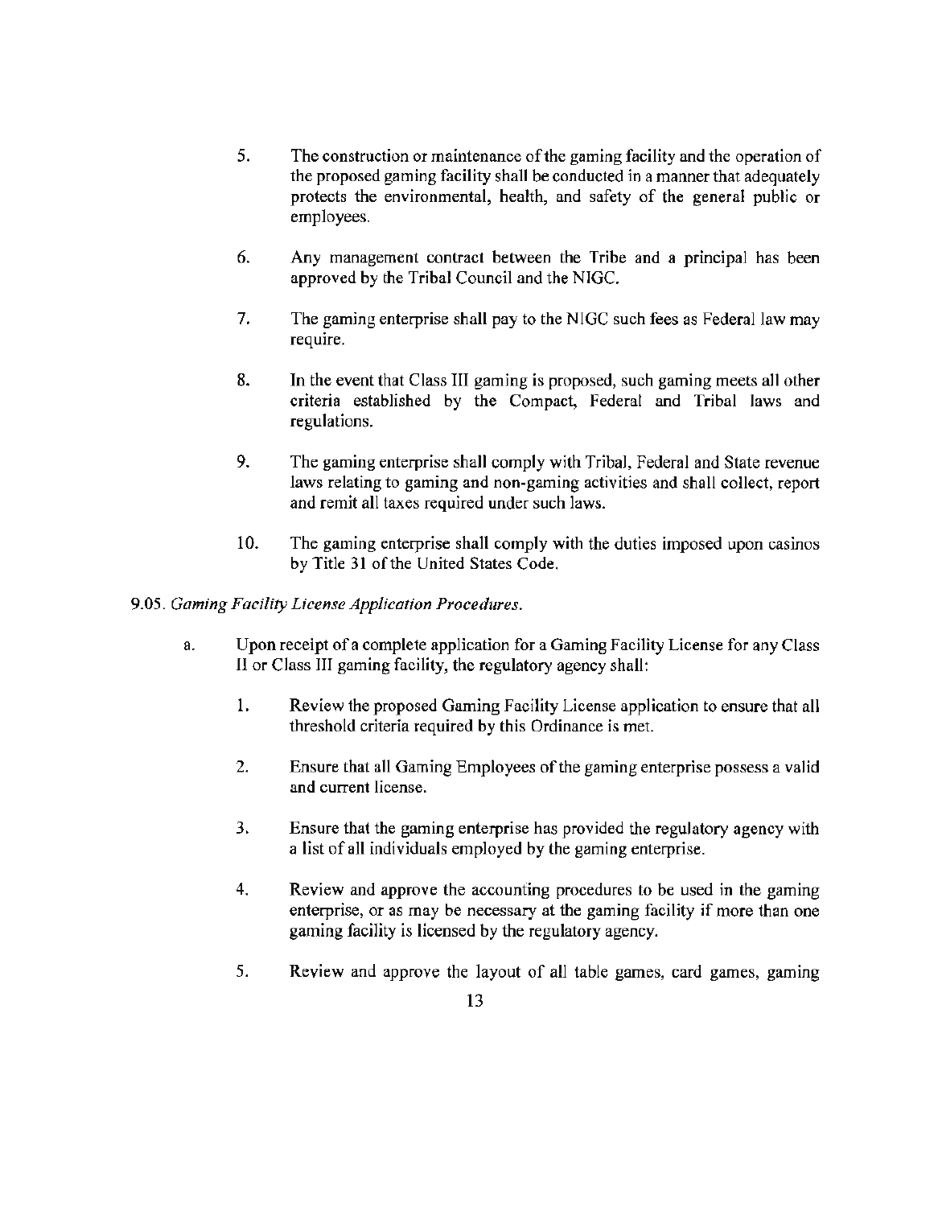5. The construction or maintenance of the gaming facility and the operation of the proposed gaming facility shall be conducted in a manner that adequately protects the environmental, health, and safety of the general public or employees.

6. Any management contract between the Tribe and a principal has been approved by the Tribal Council and the NIGC.

7. The gaming enterprise shall pay to the NIGC such fees as Federal law may require.

8. In the event that Class III gaming is proposed, such gaming meets all other criteria established by the Compact, Federal and Tribal laws and regulations.

9. The gaming enterprise shall comply with Tribal, Federal and State revenue laws relating to gaming and non-gaming activities and shall collect, report and remit all taxes required under such laws.

10. The gaming enterprise shall comply with the duties imposed upon casinos by Title 31 of the United States Code.

9.05. *Gaming Facility License Application Procedures.*

a. Upon receipt of a complete application for a Gaming Facility License for any Class II or Class III gaming facility, the regulatory agency shall:

   1. Review the proposed Gaming Facility License application to ensure that all threshold criteria required by this Ordinance is met.

   2. Ensure that all Gaming Employees of the gaming enterprise possess a valid and current license.

   3. Ensure that the gaming enterprise has provided the regulatory agency with a list of all individuals employed by the gaming enterprise.

   4. Review and approve the accounting procedures to be used in the gaming enterprise, or as may be necessary at the gaming facility if more than one gaming facility is licensed by the regulatory agency.

   5. Review and approve the layout of all table games, card games, gaming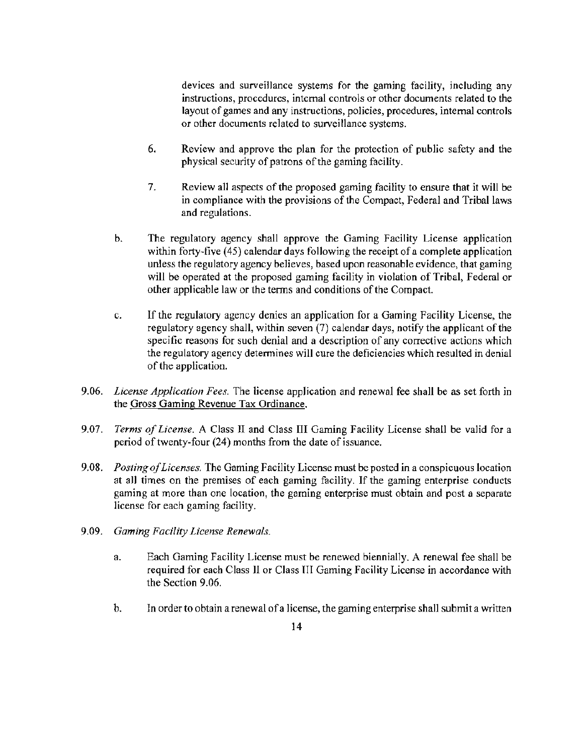devices and surveillance systems for the gaming facility, including any instructions, procedures, internal controls or other documents related to the layout of games and any instructions, policies, procedures, internal controls or other documents related to surveillance systems.

6. Review and approve the plan for the protection of public safety and the physical security of patrons of the gaming facility.

7. Review all aspects of the proposed gaming facility to ensure that it will be in compliance with the provisions of the Compact, Federal and Tribal laws and regulations.

b. The regulatory agency shall approve the Gaming Facility License application within forty-five (45) calendar days following the receipt of a complete application unless the regulatory agency believes, based upon reasonable evidence, that gaming will be operated at the proposed gaming facility in violation of Tribal, Federal or other applicable law or the terms and conditions of the Compact.

c. If the regulatory agency denies an application for a Gaming Facility License, the regulatory agency shall, within seven (7) calendar days, notify the applicant of the specific reasons for such denial and a description of any corrective actions which the regulatory agency determines will cure the deficiencies which resulted in denial of the application.

9.06. *License Application Fees.* The license application and renewal fee shall be as set forth in the Gross Gaming Revenue Tax Ordinance.

9.07. *Terms of License.* A Class II and Class III Gaming Facility License shall be valid for a period of twenty-four (24) months from the date of issuance.

9.08. *Posting of Licenses.* The Gaming Facility License must be posted in a conspicuous location at all times on the premises of each gaming facility. If the gaming enterprise conducts gaming at more than one location, the gaming enterprise must obtain and post a separate license for each gaming facility.

9.09. *Gaming Facility License Renewals.*

a. Each Gaming Facility License must be renewed biennially. A renewal fee shall be required for each Class II or Class III Gaming Facility License in accordance with the Section 9.06.

b. In order to obtain a renewal of a license, the gaming enterprise shall submit a written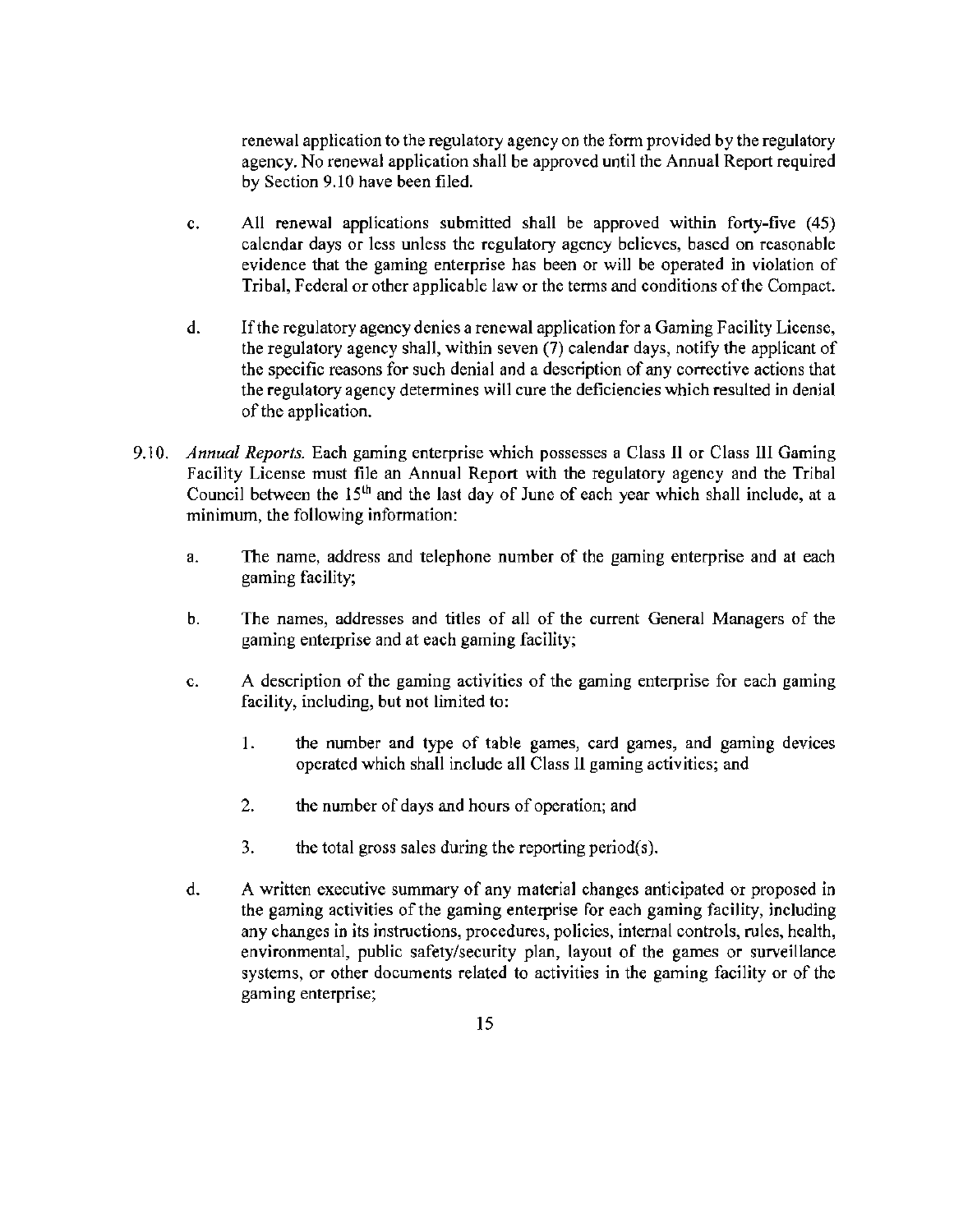renewal application to the regulatory agency on the form provided by the regulatory agency. No renewal application shall be approved until the Annual Report required by Section 9.10 have been filed.

c. All renewal applications submitted shall be approved within forty-five (45) calendar days or less unless the regulatory agency believes, based on reasonable evidence that the gaming enterprise has been or will be operated in violation of Tribal, Federal or other applicable law or the terms and conditions of the Compact.

d. If the regulatory agency denies a renewal application for a Gaming Facility License, the regulatory agency shall, within seven (7) calendar days, notify the applicant of the specific reasons for such denial and a description of any corrective actions that the regulatory agency determines will cure the deficiencies which resulted in denial of the application.

9.10. *Annual Reports.* Each gaming enterprise which possesses a Class II or Class III Gaming Facility License must file an Annual Report with the regulatory agency and the Tribal Council between the 15th and the last day of June of each year which shall include, at a minimum, the following information:

a. The name, address and telephone number of the gaming enterprise and at each gaming facility;

b. The names, addresses and titles of all of the current General Managers of the gaming enterprise and at each gaming facility;

c. A description of the gaming activities of the gaming enterprise for each gaming facility, including, but not limited to:

1. the number and type of table games, card games, and gaming devices operated which shall include all Class II gaming activities; and

2. the number of days and hours of operation; and

3. the total gross sales during the reporting period(s).

d. A written executive summary of any material changes anticipated or proposed in the gaming activities of the gaming enterprise for each gaming facility, including any changes in its instructions, procedures, policies, internal controls, rules, health, environmental, public safety/security plan, layout of the games or surveillance systems, or other documents related to activities in the gaming facility or of the gaming enterprise;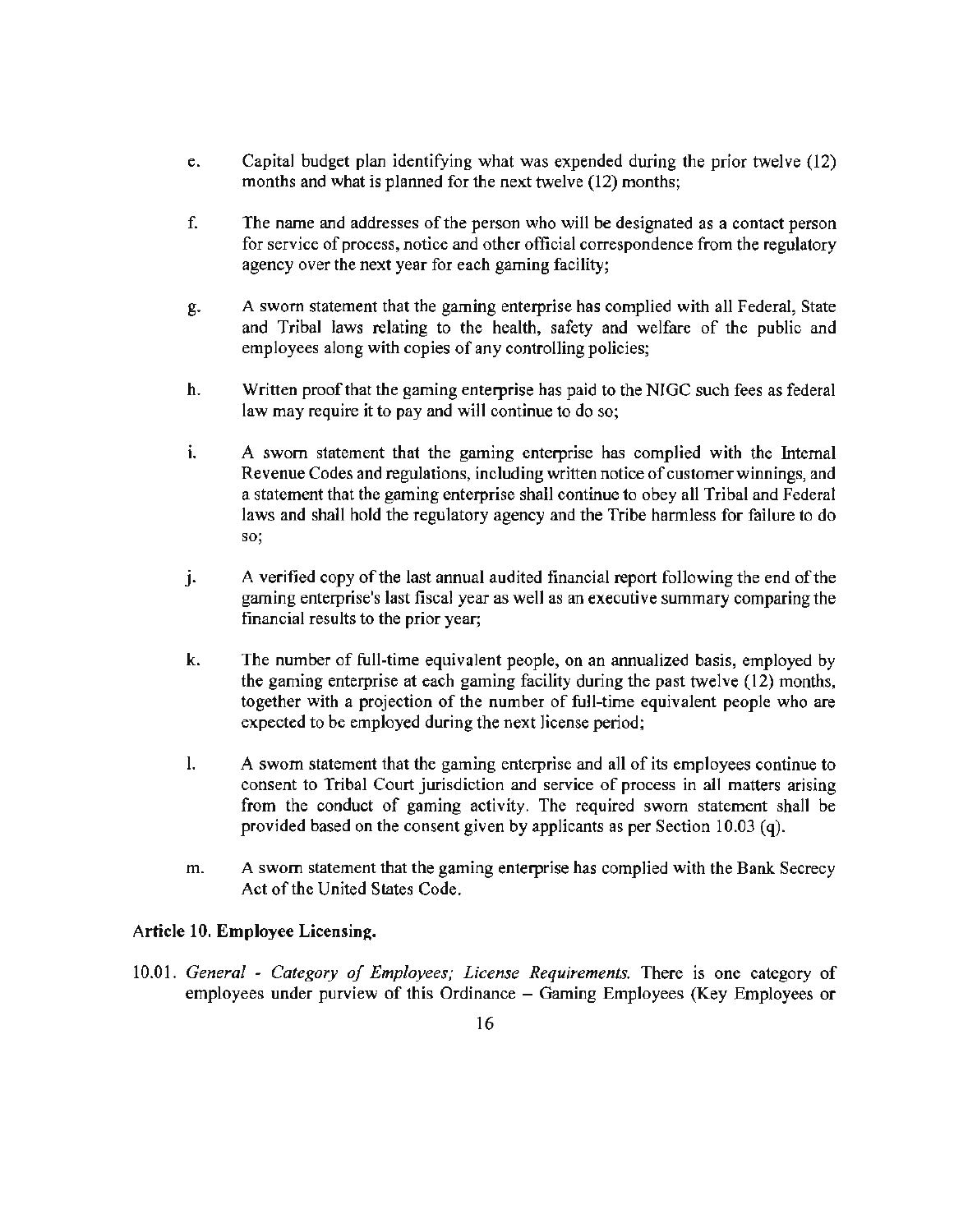e. Capital budget plan identifying what was expended during the prior twelve (12) months and what is planned for the next twelve (12) months;

f. The name and addresses of the person who will be designated as a contact person for service of process, notice and other official correspondence from the regulatory agency over the next year for each gaming facility;

g. A sworn statement that the gaming enterprise has complied with all Federal, State and Tribal laws relating to the health, safety and welfare of the public and employees along with copies of any controlling policies;

h. Written proof that the gaming enterprise has paid to the NIGC such fees as federal law may require it to pay and will continue to do so;

i. A sworn statement that the gaming enterprise has complied with the Internal Revenue Codes and regulations, including written notice of customer winnings, and a statement that the gaming enterprise shall continue to obey all Tribal and Federal laws and shall hold the regulatory agency and the Tribe harmless for failure to do so;

j. A verified copy of the last annual audited financial report following the end of the gaming enterprise's last fiscal year as well as an executive summary comparing the financial results to the prior year;

k. The number of full-time equivalent people, on an annualized basis, employed by the gaming enterprise at each gaming facility during the past twelve (12) months, together with a projection of the number of full-time equivalent people who are expected to be employed during the next license period;

l. A sworn statement that the gaming enterprise and all of its employees continue to consent to Tribal Court jurisdiction and service of process in all matters arising from the conduct of gaming activity. The required sworn statement shall be provided based on the consent given by applicants as per Section 10.03 (q).

m. A sworn statement that the gaming enterprise has complied with the Bank Secrecy Act of the United States Code.

**Article 10. Employee Licensing.**

10.01. *General - Category of Employees; License Requirements.* There is one category of employees under purview of this Ordinance – Gaming Employees (Key Employees or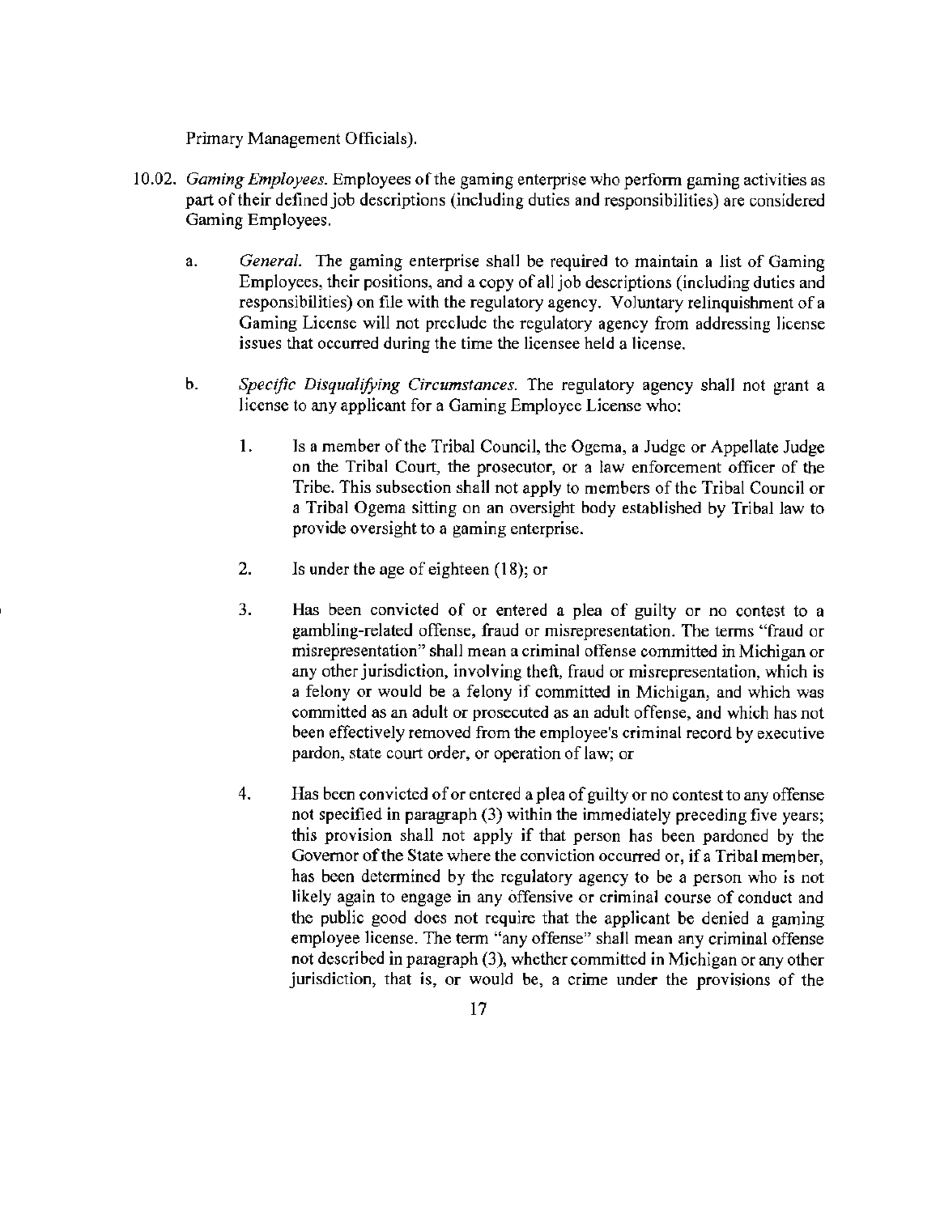Primary Management Officials).

10.02. *Gaming Employees.* Employees of the gaming enterprise who perform gaming activities as part of their defined job descriptions (including duties and responsibilities) are considered Gaming Employees.

a. *General.* The gaming enterprise shall be required to maintain a list of Gaming Employees, their positions, and a copy of all job descriptions (including duties and responsibilities) on file with the regulatory agency. Voluntary relinquishment of a Gaming License will not preclude the regulatory agency from addressing license issues that occurred during the time the licensee held a license.

b. *Specific Disqualifying Circumstances.* The regulatory agency shall not grant a license to any applicant for a Gaming Employee License who:

1. Is a member of the Tribal Council, the Ogema, a Judge or Appellate Judge on the Tribal Court, the prosecutor, or a law enforcement officer of the Tribe. This subsection shall not apply to members of the Tribal Council or a Tribal Ogema sitting on an oversight body established by Tribal law to provide oversight to a gaming enterprise.

2. Is under the age of eighteen (18); or

3. Has been convicted of or entered a plea of guilty or no contest to a gambling-related offense, fraud or misrepresentation. The terms "fraud or misrepresentation" shall mean a criminal offense committed in Michigan or any other jurisdiction, involving theft, fraud or misrepresentation, which is a felony or would be a felony if committed in Michigan, and which was committed as an adult or prosecuted as an adult offense, and which has not been effectively removed from the employee's criminal record by executive pardon, state court order, or operation of law; or

4. Has been convicted of or entered a plea of guilty or no contest to any offense not specified in paragraph (3) within the immediately preceding five years; this provision shall not apply if that person has been pardoned by the Governor of the State where the conviction occurred or, if a Tribal member, has been determined by the regulatory agency to be a person who is not likely again to engage in any offensive or criminal course of conduct and the public good does not require that the applicant be denied a gaming employee license. The term "any offense" shall mean any criminal offense not described in paragraph (3), whether committed in Michigan or any other jurisdiction, that is, or would be, a crime under the provisions of the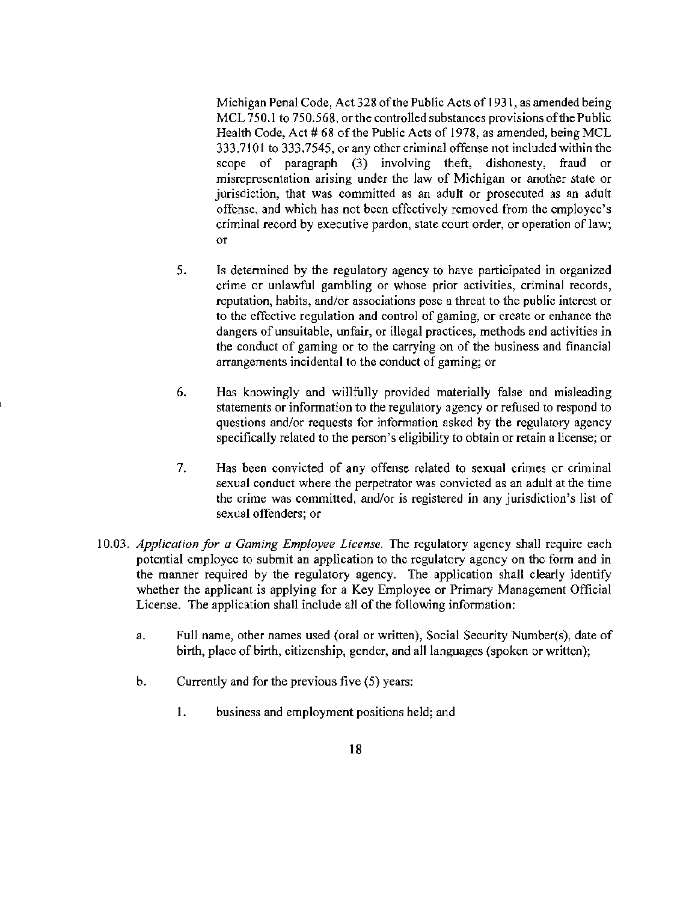Michigan Penal Code, Act 328 of the Public Acts of 1931, as amended being MCL 750.1 to 750.568, or the controlled substances provisions of the Public Health Code, Act # 68 of the Public Acts of 1978, as amended, being MCL 333.7101 to 333.7545, or any other criminal offense not included within the scope of paragraph (3) involving theft, dishonesty, fraud or misrepresentation arising under the law of Michigan or another state or jurisdiction, that was committed as an adult or prosecuted as an adult offense, and which has not been effectively removed from the employee's criminal record by executive pardon, state court order, or operation of law; or

5. Is determined by the regulatory agency to have participated in organized crime or unlawful gambling or whose prior activities, criminal records, reputation, habits, and/or associations pose a threat to the public interest or to the effective regulation and control of gaming, or create or enhance the dangers of unsuitable, unfair, or illegal practices, methods and activities in the conduct of gaming or to the carrying on of the business and financial arrangements incidental to the conduct of gaming; or

6. Has knowingly and willfully provided materially false and misleading statements or information to the regulatory agency or refused to respond to questions and/or requests for information asked by the regulatory agency specifically related to the person's eligibility to obtain or retain a license; or

7. Has been convicted of any offense related to sexual crimes or criminal sexual conduct where the perpetrator was convicted as an adult at the time the crime was committed, and/or is registered in any jurisdiction's list of sexual offenders; or

10.03. *Application for a Gaming Employee License.* The regulatory agency shall require each potential employee to submit an application to the regulatory agency on the form and in the manner required by the regulatory agency. The application shall clearly identify whether the applicant is applying for a Key Employee or Primary Management Official License. The application shall include all of the following information:

a. Full name, other names used (oral or written), Social Security Number(s), date of birth, place of birth, citizenship, gender, and all languages (spoken or written);

b. Currently and for the previous five (5) years:

   1. business and employment positions held; and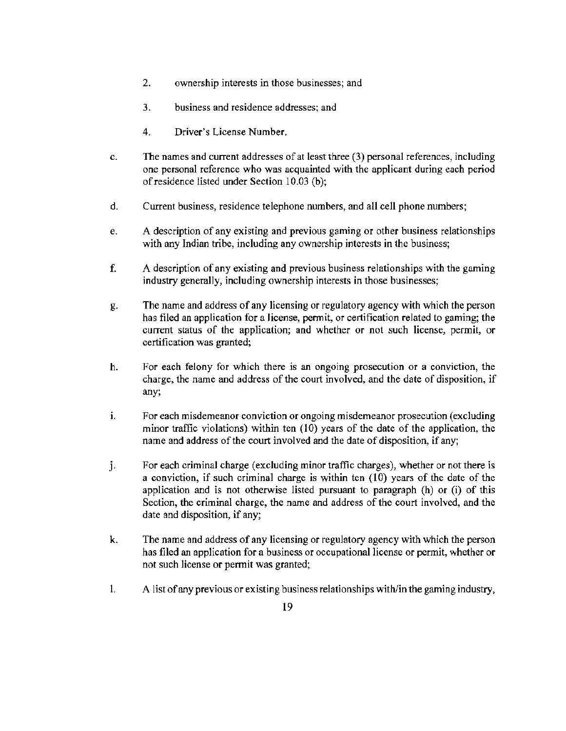2. ownership interests in those businesses; and

3. business and residence addresses; and

4. Driver's License Number.

c. The names and current addresses of at least three (3) personal references, including one personal reference who was acquainted with the applicant during each period of residence listed under Section 10.03 (b);

d. Current business, residence telephone numbers, and all cell phone numbers;

e. A description of any existing and previous gaming or other business relationships with any Indian tribe, including any ownership interests in the business;

f. A description of any existing and previous business relationships with the gaming industry generally, including ownership interests in those businesses;

g. The name and address of any licensing or regulatory agency with which the person has filed an application for a license, permit, or certification related to gaming; the current status of the application; and whether or not such license, permit, or certification was granted;

h. For each felony for which there is an ongoing prosecution or a conviction, the charge, the name and address of the court involved, and the date of disposition, if any;

i. For each misdemeanor conviction or ongoing misdemeanor prosecution (excluding minor traffic violations) within ten (10) years of the date of the application, the name and address of the court involved and the date of disposition, if any;

j. For each criminal charge (excluding minor traffic charges), whether or not there is a conviction, if such criminal charge is within ten (10) years of the date of the application and is not otherwise listed pursuant to paragraph (h) or (i) of this Section, the criminal charge, the name and address of the court involved, and the date and disposition, if any;

k. The name and address of any licensing or regulatory agency with which the person has filed an application for a business or occupational license or permit, whether or not such license or permit was granted;

l. A list of any previous or existing business relationships with/in the gaming industry,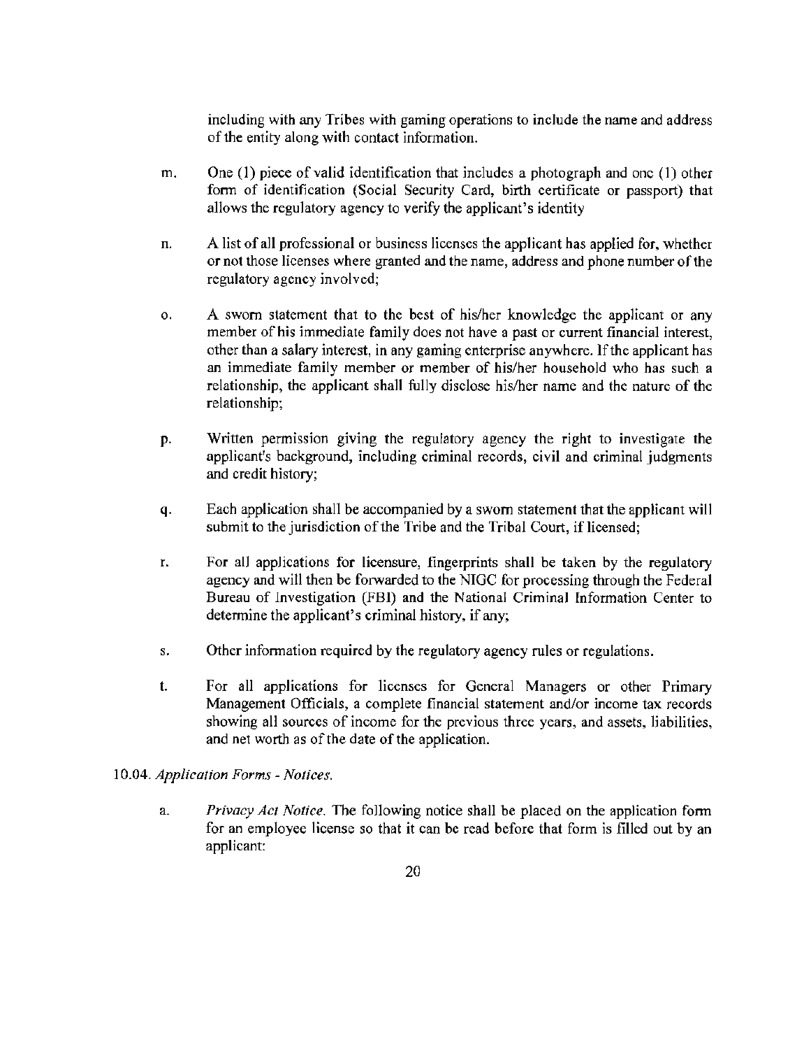including with any Tribes with gaming operations to include the name and address of the entity along with contact information.

m. One (1) piece of valid identification that includes a photograph and one (1) other form of identification (Social Security Card, birth certificate or passport) that allows the regulatory agency to verify the applicant's identity

n. A list of all professional or business licenses the applicant has applied for, whether or not those licenses where granted and the name, address and phone number of the regulatory agency involved;

o. A sworn statement that to the best of his/her knowledge the applicant or any member of his immediate family does not have a past or current financial interest, other than a salary interest, in any gaming enterprise anywhere. If the applicant has an immediate family member or member of his/her household who has such a relationship, the applicant shall fully disclose his/her name and the nature of the relationship;

p. Written permission giving the regulatory agency the right to investigate the applicant's background, including criminal records, civil and criminal judgments and credit history;

q. Each application shall be accompanied by a sworn statement that the applicant will submit to the jurisdiction of the Tribe and the Tribal Court, if licensed;

r. For all applications for licensure, fingerprints shall be taken by the regulatory agency and will then be forwarded to the NIGC for processing through the Federal Bureau of Investigation (FBI) and the National Criminal Information Center to determine the applicant's criminal history, if any;

s. Other information required by the regulatory agency rules or regulations.

t. For all applications for licenses for General Managers or other Primary Management Officials, a complete financial statement and/or income tax records showing all sources of income for the previous three years, and assets, liabilities, and net worth as of the date of the application.

10.04. *Application Forms - Notices.*

a. *Privacy Act Notice.* The following notice shall be placed on the application form for an employee license so that it can be read before that form is filled out by an applicant: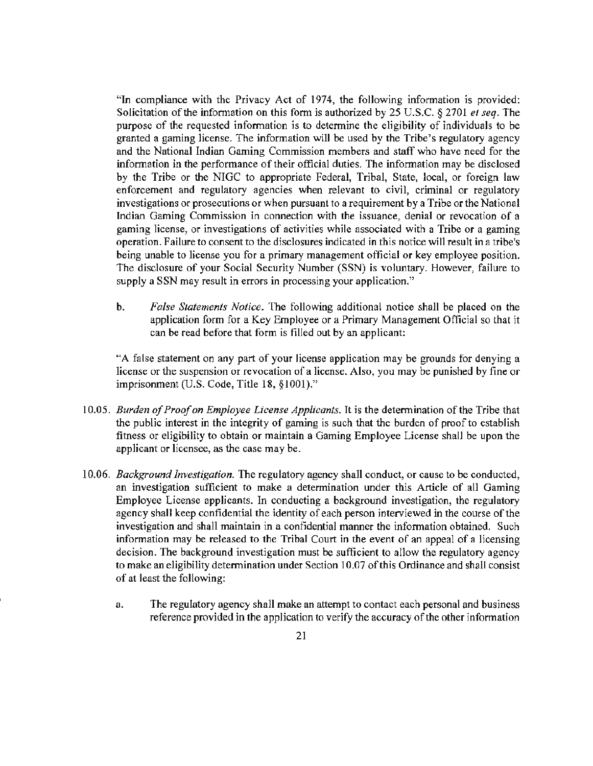"In compliance with the Privacy Act of 1974, the following information is provided: Solicitation of the information on this form is authorized by 25 U.S.C. § 2701 *et seq*. The purpose of the requested information is to determine the eligibility of individuals to be granted a gaming license. The information will be used by the Tribe's regulatory agency and the National Indian Gaming Commission members and staff who have need for the information in the performance of their official duties. The information may be disclosed by the Tribe or the NIGC to appropriate Federal, Tribal, State, local, or foreign law enforcement and regulatory agencies when relevant to civil, criminal or regulatory investigations or prosecutions or when pursuant to a requirement by a Tribe or the National Indian Gaming Commission in connection with the issuance, denial or revocation of a gaming license, or investigations of activities while associated with a Tribe or a gaming operation. Failure to consent to the disclosures indicated in this notice will result in a tribe's being unable to license you for a primary management official or key employee position. The disclosure of your Social Security Number (SSN) is voluntary. However, failure to supply a SSN may result in errors in processing your application."

b. *False Statements Notice*. The following additional notice shall be placed on the application form for a Key Employee or a Primary Management Official so that it can be read before that form is filled out by an applicant:

"A false statement on any part of your license application may be grounds for denying a license or the suspension or revocation of a license. Also, you may be punished by fine or imprisonment (U.S. Code, Title 18, §1001)."

10.05. *Burden of Proof on Employee License Applicants*. It is the determination of the Tribe that the public interest in the integrity of gaming is such that the burden of proof to establish fitness or eligibility to obtain or maintain a Gaming Employee License shall be upon the applicant or licensee, as the case may be.

10.06. *Background Investigation*. The regulatory agency shall conduct, or cause to be conducted, an investigation sufficient to make a determination under this Article of all Gaming Employee License applicants. In conducting a background investigation, the regulatory agency shall keep confidential the identity of each person interviewed in the course of the investigation and shall maintain in a confidential manner the information obtained. Such information may be released to the Tribal Court in the event of an appeal of a licensing decision. The background investigation must be sufficient to allow the regulatory agency to make an eligibility determination under Section 10.07 of this Ordinance and shall consist of at least the following:

a. The regulatory agency shall make an attempt to contact each personal and business reference provided in the application to verify the accuracy of the other information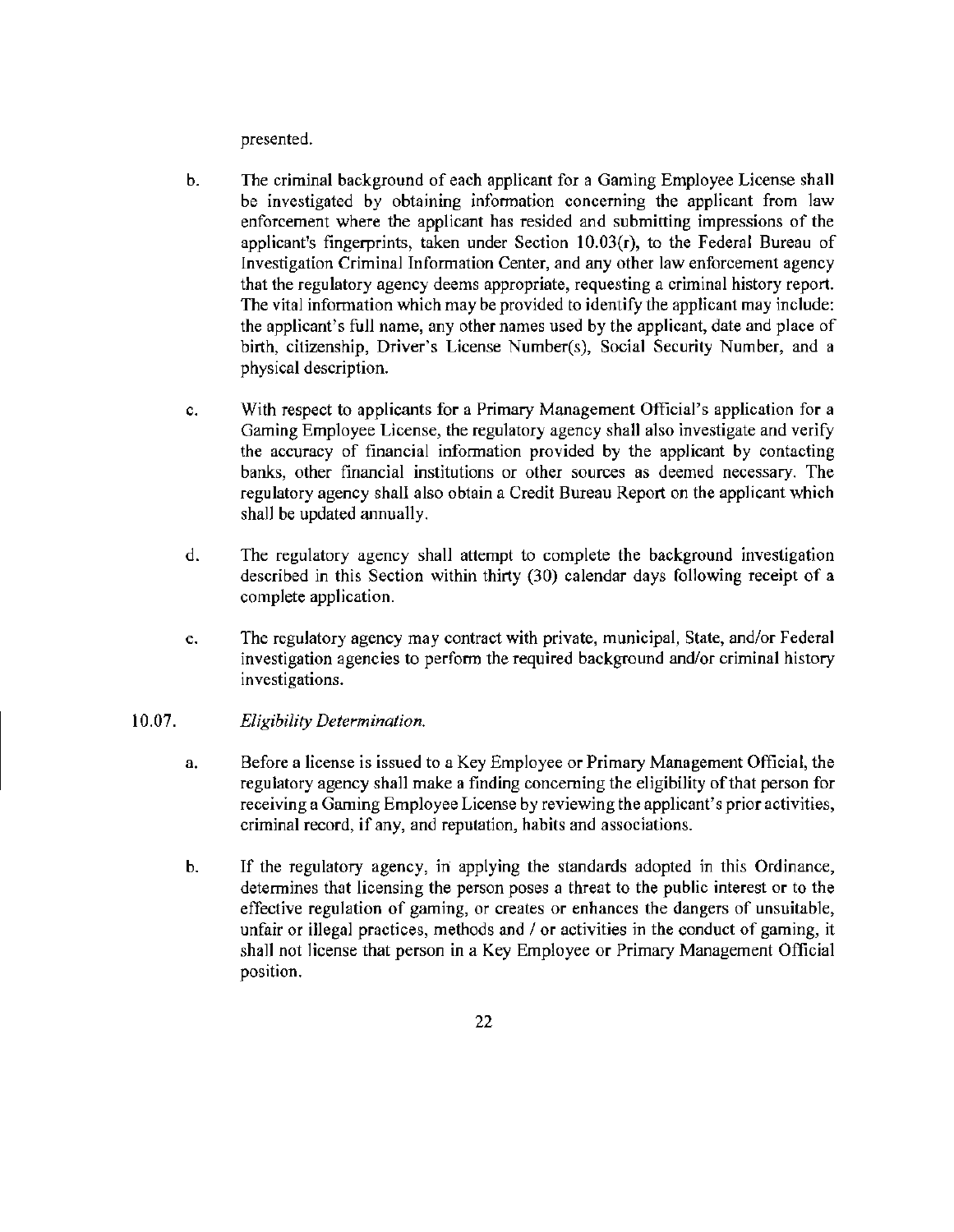presented.

b. The criminal background of each applicant for a Gaming Employee License shall be investigated by obtaining information concerning the applicant from law enforcement where the applicant has resided and submitting impressions of the applicant's fingerprints, taken under Section 10.03(r), to the Federal Bureau of Investigation Criminal Information Center, and any other law enforcement agency that the regulatory agency deems appropriate, requesting a criminal history report. The vital information which may be provided to identify the applicant may include: the applicant's full name, any other names used by the applicant, date and place of birth, citizenship, Driver's License Number(s), Social Security Number, and a physical description.

c. With respect to applicants for a Primary Management Official's application for a Gaming Employee License, the regulatory agency shall also investigate and verify the accuracy of financial information provided by the applicant by contacting banks, other financial institutions or other sources as deemed necessary. The regulatory agency shall also obtain a Credit Bureau Report on the applicant which shall be updated annually.

d. The regulatory agency shall attempt to complete the background investigation described in this Section within thirty (30) calendar days following receipt of a complete application.

e. The regulatory agency may contract with private, municipal, State, and/or Federal investigation agencies to perform the required background and/or criminal history investigations.

10.07. *Eligibility Determination.*

a. Before a license is issued to a Key Employee or Primary Management Official, the regulatory agency shall make a finding concerning the eligibility of that person for receiving a Gaming Employee License by reviewing the applicant's prior activities, criminal record, if any, and reputation, habits and associations.

b. If the regulatory agency, in applying the standards adopted in this Ordinance, determines that licensing the person poses a threat to the public interest or to the effective regulation of gaming, or creates or enhances the dangers of unsuitable, unfair or illegal practices, methods and / or activities in the conduct of gaming, it shall not license that person in a Key Employee or Primary Management Official position.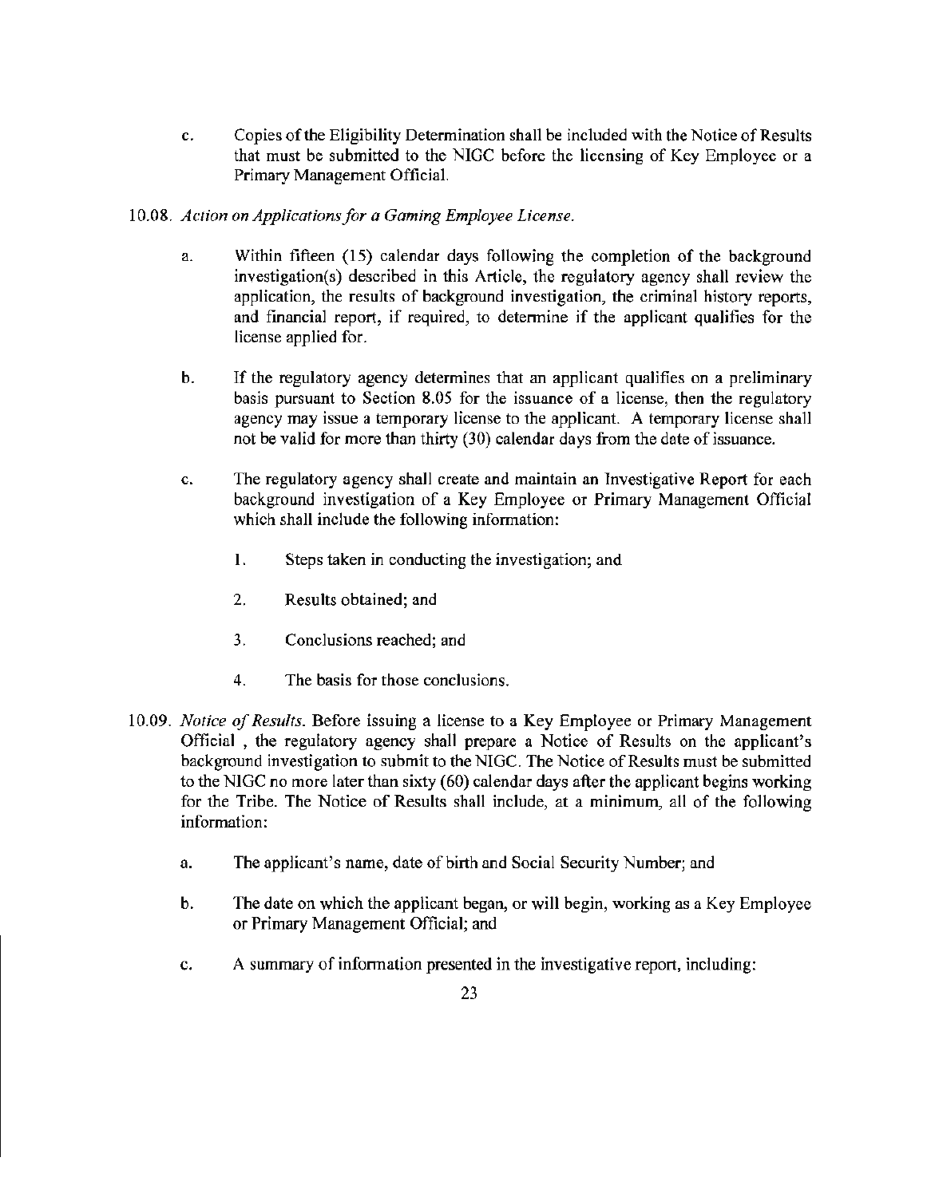c. Copies of the Eligibility Determination shall be included with the Notice of Results that must be submitted to the NIGC before the licensing of Key Employee or a Primary Management Official.

10.08. *Action on Applications for a Gaming Employee License.*

a. Within fifteen (15) calendar days following the completion of the background investigation(s) described in this Article, the regulatory agency shall review the application, the results of background investigation, the criminal history reports, and financial report, if required, to determine if the applicant qualifies for the license applied for.

b. If the regulatory agency determines that an applicant qualifies on a preliminary basis pursuant to Section 8.05 for the issuance of a license, then the regulatory agency may issue a temporary license to the applicant. A temporary license shall not be valid for more than thirty (30) calendar days from the date of issuance.

c. The regulatory agency shall create and maintain an Investigative Report for each background investigation of a Key Employee or Primary Management Official which shall include the following information:

1. Steps taken in conducting the investigation; and
2. Results obtained; and
3. Conclusions reached; and
4. The basis for those conclusions.

10.09. *Notice of Results.* Before issuing a license to a Key Employee or Primary Management Official , the regulatory agency shall prepare a Notice of Results on the applicant's background investigation to submit to the NIGC. The Notice of Results must be submitted to the NIGC no more later than sixty (60) calendar days after the applicant begins working for the Tribe. The Notice of Results shall include, at a minimum, all of the following information:

a. The applicant's name, date of birth and Social Security Number; and

b. The date on which the applicant began, or will begin, working as a Key Employee or Primary Management Official; and

c. A summary of information presented in the investigative report, including: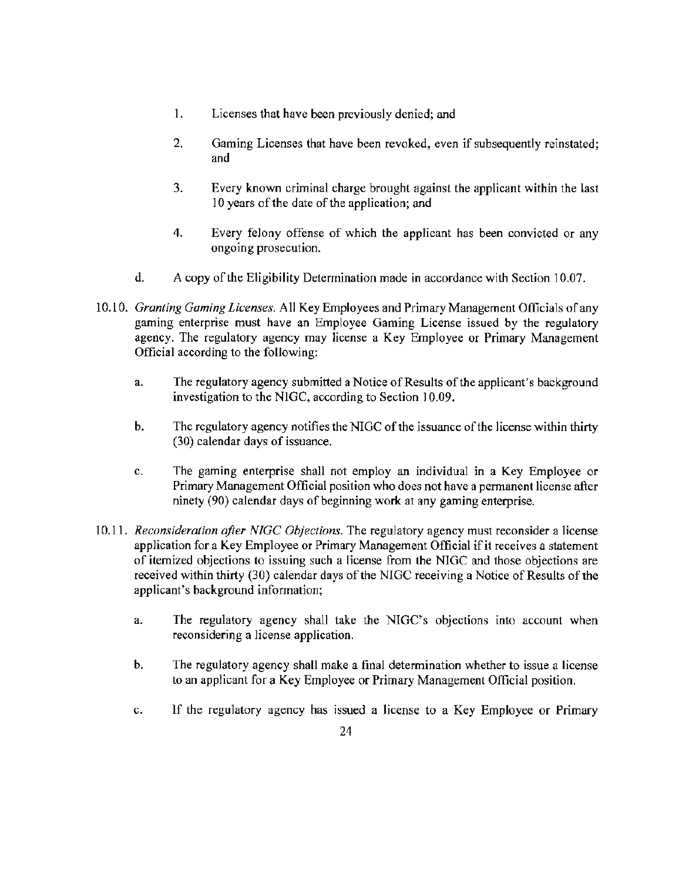1. Licenses that have been previously denied; and

2. Gaming Licenses that have been revoked, even if subsequently reinstated; and

3. Every known criminal charge brought against the applicant within the last 10 years of the date of the application; and

4. Every felony offense of which the applicant has been convicted or any ongoing prosecution.

d. A copy of the Eligibility Determination made in accordance with Section 10.07.

10.10. *Granting Gaming Licenses.* All Key Employees and Primary Management Officials of any gaming enterprise must have an Employee Gaming License issued by the regulatory agency. The regulatory agency may license a Key Employee or Primary Management Official according to the following:

a. The regulatory agency submitted a Notice of Results of the applicant's background investigation to the NIGC, according to Section 10.09.

b. The regulatory agency notifies the NIGC of the issuance of the license within thirty (30) calendar days of issuance.

c. The gaming enterprise shall not employ an individual in a Key Employee or Primary Management Official position who does not have a permanent license after ninety (90) calendar days of beginning work at any gaming enterprise.

10.11. *Reconsideration after NIGC Objections.* The regulatory agency must reconsider a license application for a Key Employee or Primary Management Official if it receives a statement of itemized objections to issuing such a license from the NIGC and those objections are received within thirty (30) calendar days of the NIGC receiving a Notice of Results of the applicant's background information;

a. The regulatory agency shall take the NIGC's objections into account when reconsidering a license application.

b. The regulatory agency shall make a final determination whether to issue a license to an applicant for a Key Employee or Primary Management Official position.

c. If the regulatory agency has issued a license to a Key Employee or Primary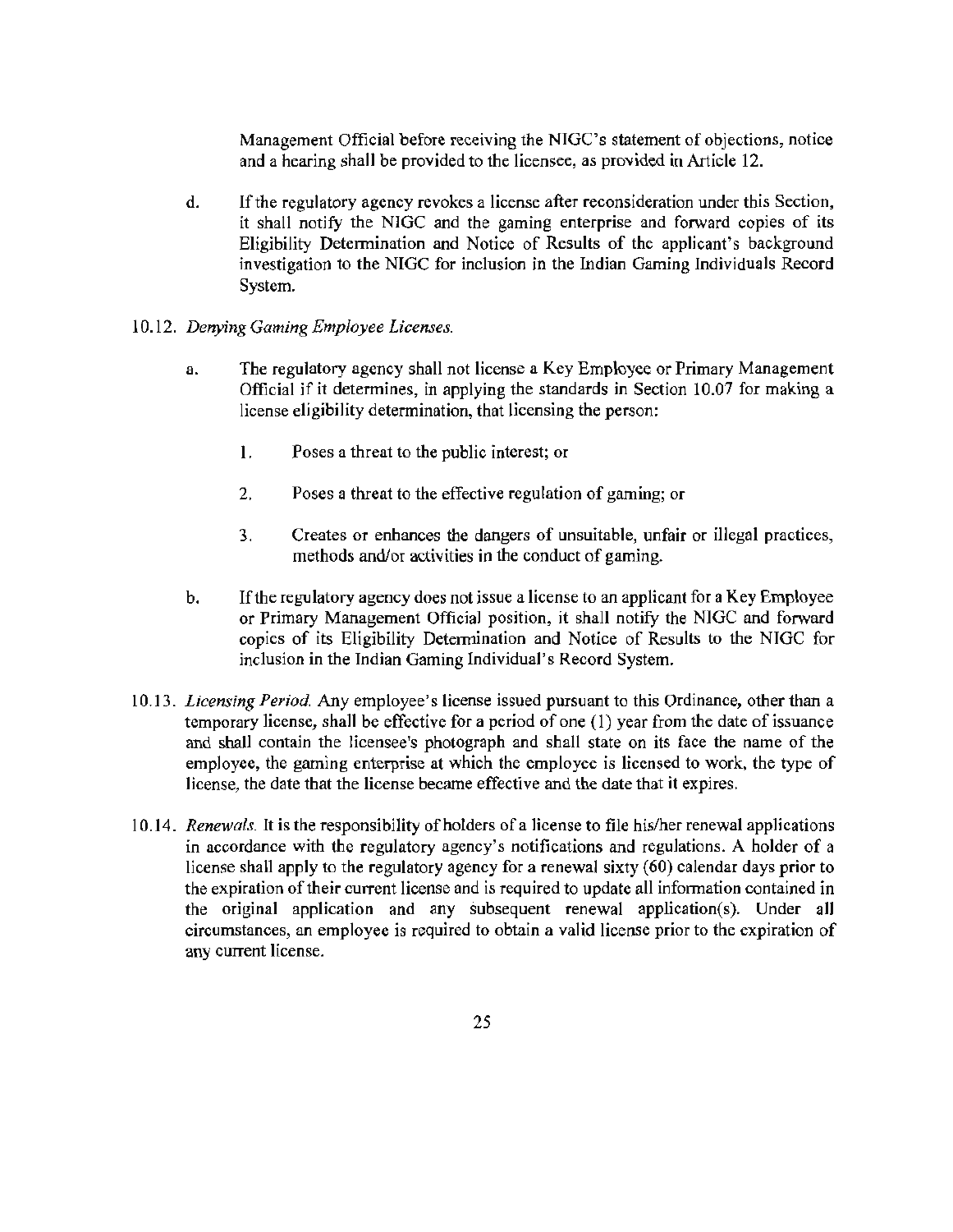Management Official before receiving the NIGC's statement of objections, notice and a hearing shall be provided to the licensee, as provided in Article 12.

d. If the regulatory agency revokes a license after reconsideration under this Section, it shall notify the NIGC and the gaming enterprise and forward copies of its Eligibility Determination and Notice of Results of the applicant's background investigation to the NIGC for inclusion in the Indian Gaming Individuals Record System.

10.12. *Denying Gaming Employee Licenses.*

a. The regulatory agency shall not license a Key Employee or Primary Management Official if it determines, in applying the standards in Section 10.07 for making a license eligibility determination, that licensing the person:

1. Poses a threat to the public interest; or

2. Poses a threat to the effective regulation of gaming; or

3. Creates or enhances the dangers of unsuitable, unfair or illegal practices, methods and/or activities in the conduct of gaming.

b. If the regulatory agency does not issue a license to an applicant for a Key Employee or Primary Management Official position, it shall notify the NIGC and forward copies of its Eligibility Determination and Notice of Results to the NIGC for inclusion in the Indian Gaming Individual's Record System.

10.13. *Licensing Period.* Any employee's license issued pursuant to this Ordinance, other than a temporary license, shall be effective for a period of one (1) year from the date of issuance and shall contain the licensee's photograph and shall state on its face the name of the employee, the gaming enterprise at which the employee is licensed to work, the type of license, the date that the license became effective and the date that it expires.

10.14. *Renewals.* It is the responsibility of holders of a license to file his/her renewal applications in accordance with the regulatory agency's notifications and regulations. A holder of a license shall apply to the regulatory agency for a renewal sixty (60) calendar days prior to the expiration of their current license and is required to update all information contained in the original application and any subsequent renewal application(s). Under all circumstances, an employee is required to obtain a valid license prior to the expiration of any current license.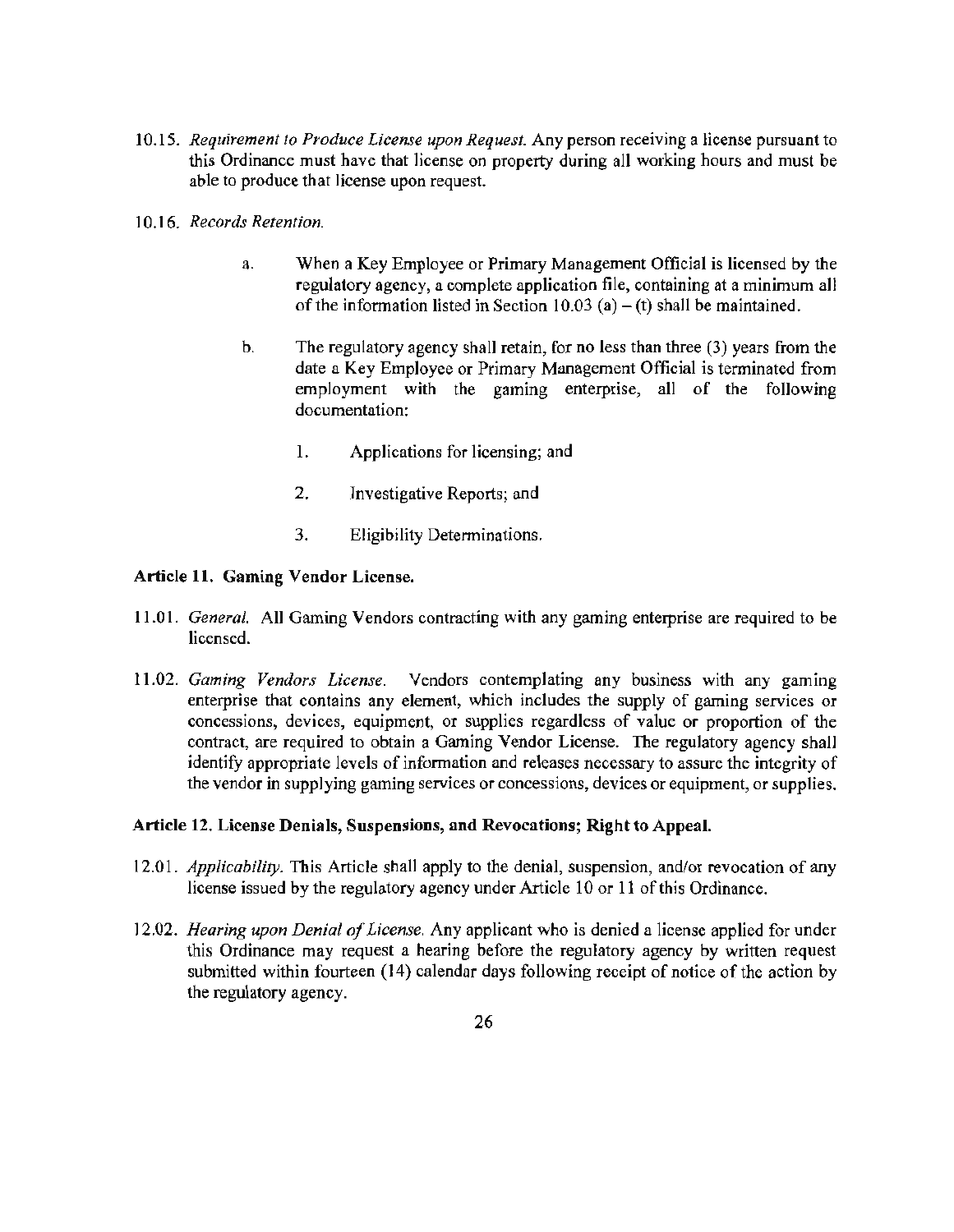10.15. *Requirement to Produce License upon Request.* Any person receiving a license pursuant to this Ordinance must have that license on property during all working hours and must be able to produce that license upon request.

10.16. *Records Retention.*

a. When a Key Employee or Primary Management Official is licensed by the regulatory agency, a complete application file, containing at a minimum all of the information listed in Section 10.03 (a) – (t) shall be maintained.

b. The regulatory agency shall retain, for no less than three (3) years from the date a Key Employee or Primary Management Official is terminated from employment with the gaming enterprise, all of the following documentation:

1. Applications for licensing; and

2. Investigative Reports; and

3. Eligibility Determinations.

**Article 11. Gaming Vendor License.**

11.01. *General.* All Gaming Vendors contracting with any gaming enterprise are required to be licensed.

11.02. *Gaming Vendors License.* Vendors contemplating any business with any gaming enterprise that contains any element, which includes the supply of gaming services or concessions, devices, equipment, or supplies regardless of value or proportion of the contract, are required to obtain a Gaming Vendor License. The regulatory agency shall identify appropriate levels of information and releases necessary to assure the integrity of the vendor in supplying gaming services or concessions, devices or equipment, or supplies.

**Article 12. License Denials, Suspensions, and Revocations; Right to Appeal.**

12.01. *Applicability.* This Article shall apply to the denial, suspension, and/or revocation of any license issued by the regulatory agency under Article 10 or 11 of this Ordinance.

12.02. *Hearing upon Denial of License.* Any applicant who is denied a license applied for under this Ordinance may request a hearing before the regulatory agency by written request submitted within fourteen (14) calendar days following receipt of notice of the action by the regulatory agency.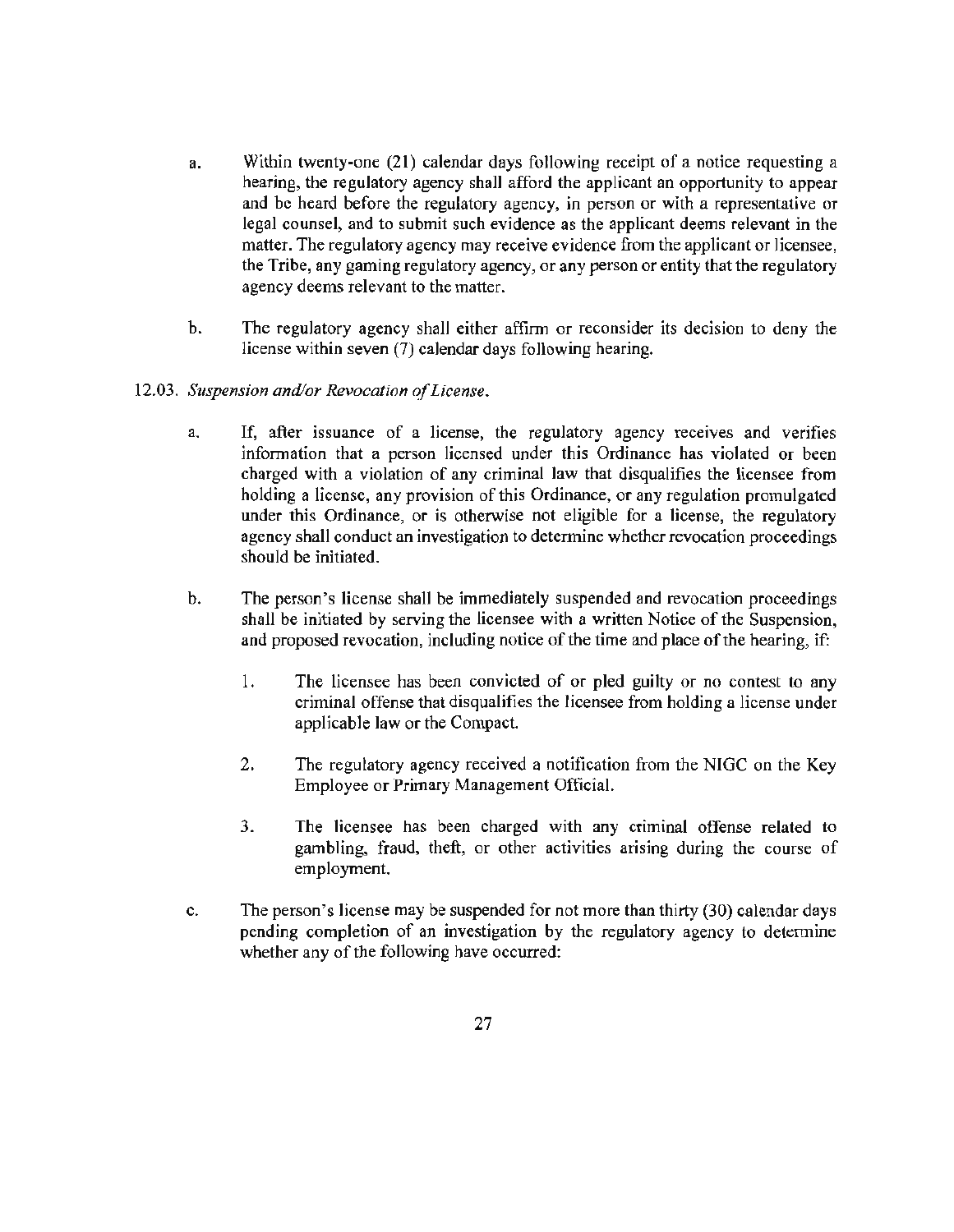a. Within twenty-one (21) calendar days following receipt of a notice requesting a hearing, the regulatory agency shall afford the applicant an opportunity to appear and be heard before the regulatory agency, in person or with a representative or legal counsel, and to submit such evidence as the applicant deems relevant in the matter. The regulatory agency may receive evidence from the applicant or licensee, the Tribe, any gaming regulatory agency, or any person or entity that the regulatory agency deems relevant to the matter.

b. The regulatory agency shall either affirm or reconsider its decision to deny the license within seven (7) calendar days following hearing.

12.03. *Suspension and/or Revocation of License.*

a. If, after issuance of a license, the regulatory agency receives and verifies information that a person licensed under this Ordinance has violated or been charged with a violation of any criminal law that disqualifies the licensee from holding a license, any provision of this Ordinance, or any regulation promulgated under this Ordinance, or is otherwise not eligible for a license, the regulatory agency shall conduct an investigation to determine whether revocation proceedings should be initiated.

b. The person's license shall be immediately suspended and revocation proceedings shall be initiated by serving the licensee with a written Notice of the Suspension, and proposed revocation, including notice of the time and place of the hearing, if:

   1. The licensee has been convicted of or pled guilty or no contest to any criminal offense that disqualifies the licensee from holding a license under applicable law or the Compact.

   2. The regulatory agency received a notification from the NIGC on the Key Employee or Primary Management Official.

   3. The licensee has been charged with any criminal offense related to gambling, fraud, theft, or other activities arising during the course of employment.

c. The person's license may be suspended for not more than thirty (30) calendar days pending completion of an investigation by the regulatory agency to determine whether any of the following have occurred: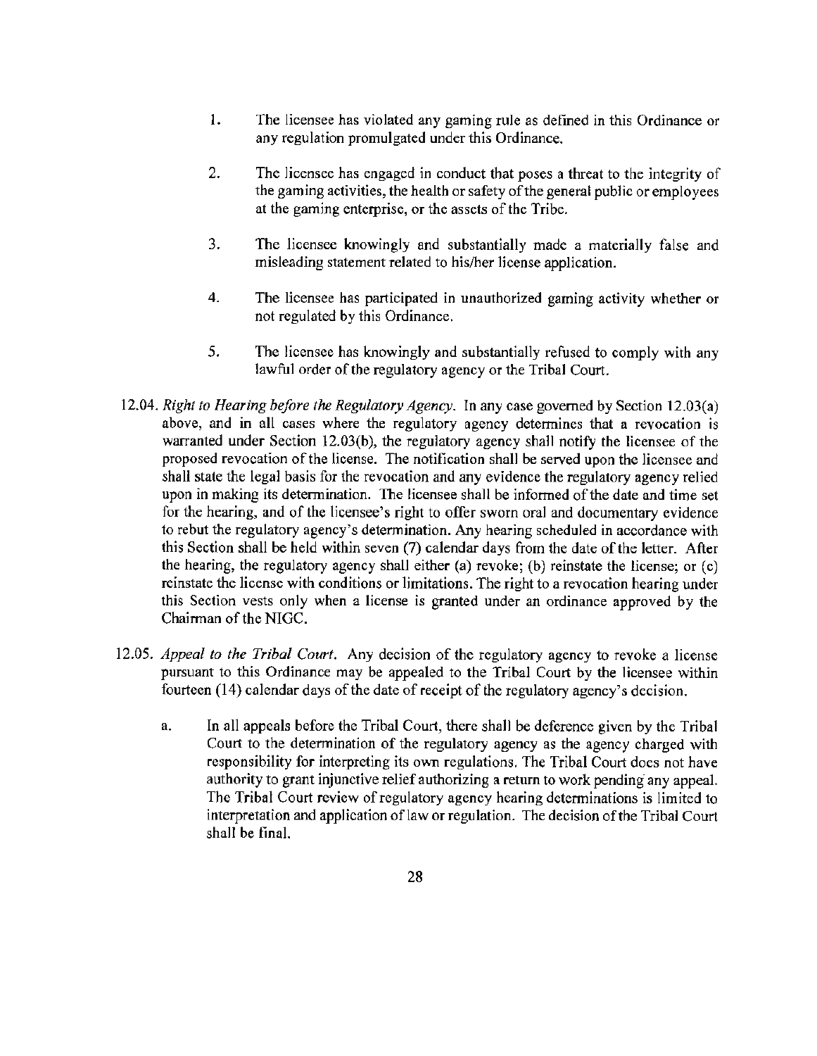1. The licensee has violated any gaming rule as defined in this Ordinance or any regulation promulgated under this Ordinance.

2. The licensee has engaged in conduct that poses a threat to the integrity of the gaming activities, the health or safety of the general public or employees at the gaming enterprise, or the assets of the Tribe.

3. The licensee knowingly and substantially made a materially false and misleading statement related to his/her license application.

4. The licensee has participated in unauthorized gaming activity whether or not regulated by this Ordinance.

5. The licensee has knowingly and substantially refused to comply with any lawful order of the regulatory agency or the Tribal Court.

12.04. *Right to Hearing before the Regulatory Agency.* In any case governed by Section 12.03(a) above, and in all cases where the regulatory agency determines that a revocation is warranted under Section 12.03(b), the regulatory agency shall notify the licensee of the proposed revocation of the license. The notification shall be served upon the licensee and shall state the legal basis for the revocation and any evidence the regulatory agency relied upon in making its determination. The licensee shall be informed of the date and time set for the hearing, and of the licensee's right to offer sworn oral and documentary evidence to rebut the regulatory agency's determination. Any hearing scheduled in accordance with this Section shall be held within seven (7) calendar days from the date of the letter. After the hearing, the regulatory agency shall either (a) revoke; (b) reinstate the license; or (c) reinstate the license with conditions or limitations. The right to a revocation hearing under this Section vests only when a license is granted under an ordinance approved by the Chairman of the NIGC.

12.05. *Appeal to the Tribal Court.* Any decision of the regulatory agency to revoke a license pursuant to this Ordinance may be appealed to the Tribal Court by the licensee within fourteen (14) calendar days of the date of receipt of the regulatory agency's decision.

a. In all appeals before the Tribal Court, there shall be deference given by the Tribal Court to the determination of the regulatory agency as the agency charged with responsibility for interpreting its own regulations. The Tribal Court does not have authority to grant injunctive relief authorizing a return to work pending any appeal. The Tribal Court review of regulatory agency hearing determinations is limited to interpretation and application of law or regulation. The decision of the Tribal Court shall be final.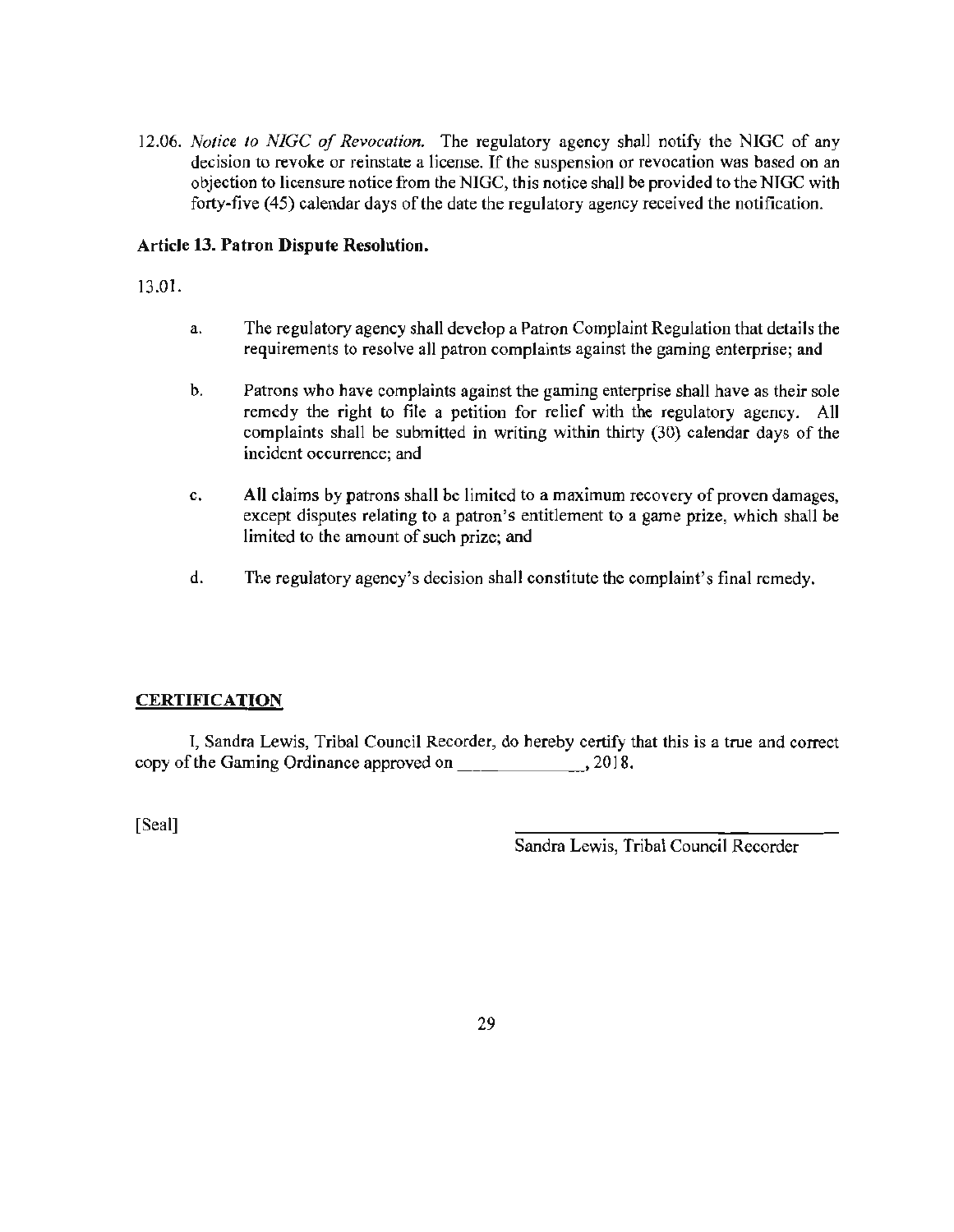12.06. *Notice to NIGC of Revocation.* The regulatory agency shall notify the NIGC of any decision to revoke or reinstate a license. If the suspension or revocation was based on an objection to licensure notice from the NIGC, this notice shall be provided to the NIGC with forty-five (45) calendar days of the date the regulatory agency received the notification.

**Article 13. Patron Dispute Resolution.**

13.01.

a. The regulatory agency shall develop a Patron Complaint Regulation that details the requirements to resolve all patron complaints against the gaming enterprise; and

b. Patrons who have complaints against the gaming enterprise shall have as their sole remedy the right to file a petition for relief with the regulatory agency. All complaints shall be submitted in writing within thirty (30) calendar days of the incident occurrence; and

c. All claims by patrons shall be limited to a maximum recovery of proven damages, except disputes relating to a patron's entitlement to a game prize, which shall be limited to the amount of such prize; and

d. The regulatory agency's decision shall constitute the complaint's final remedy.

**CERTIFICATION**

I, Sandra Lewis, Tribal Council Recorder, do hereby certify that this is a true and correct copy of the Gaming Ordinance approved on _____________, 2018.

[Seal]

_____________________________

Sandra Lewis, Tribal Council Recorder